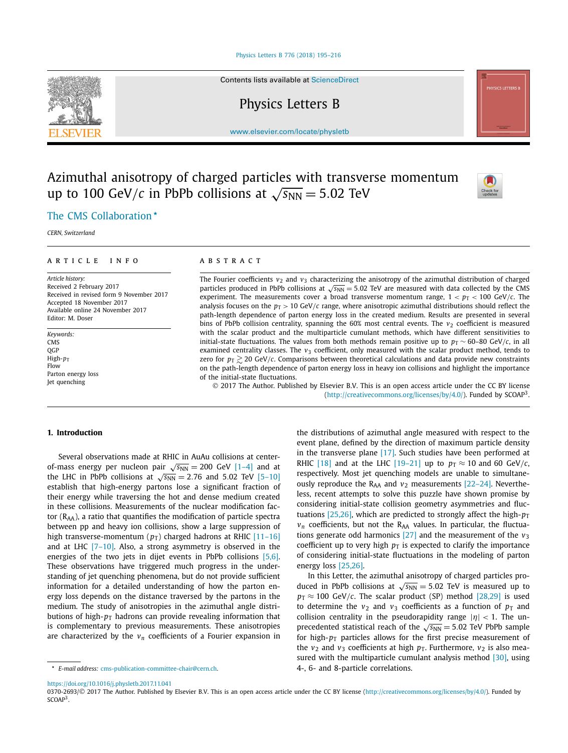# Azimuthal anisotropy of charged particles with transverse momentum up to 100 GeV/$c$ in PbPb collisions at $\sqrt{s_{NN}} = 5.02$ TeV

The CMS Collaboration *

*CERN, Switzerland*

---

**ARTICLE INFO**

*Article history:*
Received 2 February 2017
Received in revised form 9 November 2017
Accepted 18 November 2017
Available online 24 November 2017
Editor: M. Doser

*Keywords:*
CMS
QGP
High-$p_T$
Flow
Parton energy loss
Jet quenching

**ABSTRACT**

The Fourier coefficients $v_2$ and $v_3$ characterizing the anisotropy of the azimuthal distribution of charged particles produced in PbPb collisions at $\sqrt{s_{NN}} = 5.02$ TeV are measured with data collected by the CMS experiment. The measurements cover a broad transverse momentum range, $1 < p_T < 100$ GeV/$c$. The analysis focuses on the $p_T > 10$ GeV/$c$ range, where anisotropic azimuthal distributions should reflect the path-length dependence of parton energy loss in the created medium. Results are presented in several bins of PbPb collision centrality, spanning the 60% most central events. The $v_2$ coefficient is measured with the scalar product and the multiparticle cumulant methods, which have different sensitivities to initial-state fluctuations. The values from both methods remain positive up to $p_T \sim 60$–$80$ GeV/$c$, in all examined centrality classes. The $v_3$ coefficient, only measured with the scalar product method, tends to zero for $p_T \gtrsim 20$ GeV/$c$. Comparisons between theoretical calculations and data provide new constraints on the path-length dependence of parton energy loss in heavy ion collisions and highlight the importance of the initial-state fluctuations.

© 2017 The Author. Published by Elsevier B.V. This is an open access article under the CC BY license (http://creativecommons.org/licenses/by/4.0/). Funded by SCOAP[3].

---

## 1. Introduction

Several observations made at RHIC in AuAu collisions at center-of-mass energy per nucleon pair $\sqrt{s_{NN}} = 200$ GeV [1–4] and at the LHC in PbPb collisions at $\sqrt{s_{NN}} = 2.76$ and 5.02 TeV [5–10] establish that high-energy partons lose a significant fraction of their energy while traversing the hot and dense medium created in these collisions. Measurements of the nuclear modification factor ($R_{AA}$), a ratio that quantifies the modification of particle spectra between pp and heavy ion collisions, show a large suppression of high transverse-momentum ($p_T$) charged hadrons at RHIC [11–16] and at LHC [7–10]. Also, a strong asymmetry is observed in the energies of the two jets in dijet events in PbPb collisions [5,6]. These observations have triggered much progress in the understanding of jet quenching phenomena, but do not provide sufficient information for a detailed understanding of how the parton energy loss depends on the distance traversed by the partons in the medium. The study of anisotropies in the azimuthal angle distributions of high-$p_T$ hadrons can provide revealing information that is complementary to previous measurements. These anisotropies are characterized by the $v_n$ coefficients of a Fourier expansion in the distributions of azimuthal angle measured with respect to the event plane, defined by the direction of maximum particle density in the transverse plane [17]. Such studies have been performed at RHIC [18] and at the LHC [19–21] up to $p_T \approx 10$ and 60 GeV/$c$, respectively. Most jet quenching models are unable to simultaneously reproduce the $R_{AA}$ and $v_2$ measurements [22–24]. Nevertheless, recent attempts to solve this puzzle have shown promise by considering initial-state collision geometry asymmetries and fluctuations [25,26], which are predicted to strongly affect the high-$p_T$ $v_n$ coefficients, but not the $R_{AA}$ values. In particular, the fluctuations generate odd harmonics [27] and the measurement of the $v_3$ coefficient up to very high $p_T$ is expected to clarify the importance of considering initial-state fluctuations in the modeling of parton energy loss [25,26].

In this Letter, the azimuthal anisotropy of charged particles produced in PbPb collisions at $\sqrt{s_{NN}} = 5.02$ TeV is measured up to $p_T \approx 100$ GeV/$c$. The scalar product (SP) method [28,29] is used to determine the $v_2$ and $v_3$ coefficients as a function of $p_T$ and collision centrality in the pseudorapidity range $|\eta| < 1$. The unprecedented statistical reach of the $\sqrt{s_{NN}} = 5.02$ TeV PbPb sample for high-$p_T$ particles allows for the first precise measurement of the $v_2$ and $v_3$ coefficients at high $p_T$. Furthermore, $v_2$ is also measured with the multiparticle cumulant analysis method [30], using 4-, 6- and 8-particle correlations.

---

* *E-mail address:* cms-publication-committee-chair@cern.ch.

https://doi.org/10.1016/j.physletb.2017.11.041
0370-2693/© 2017 The Author. Published by Elsevier B.V. This is an open access article under the CC BY license (http://creativecommons.org/licenses/by/4.0/). Funded by SCOAP[3].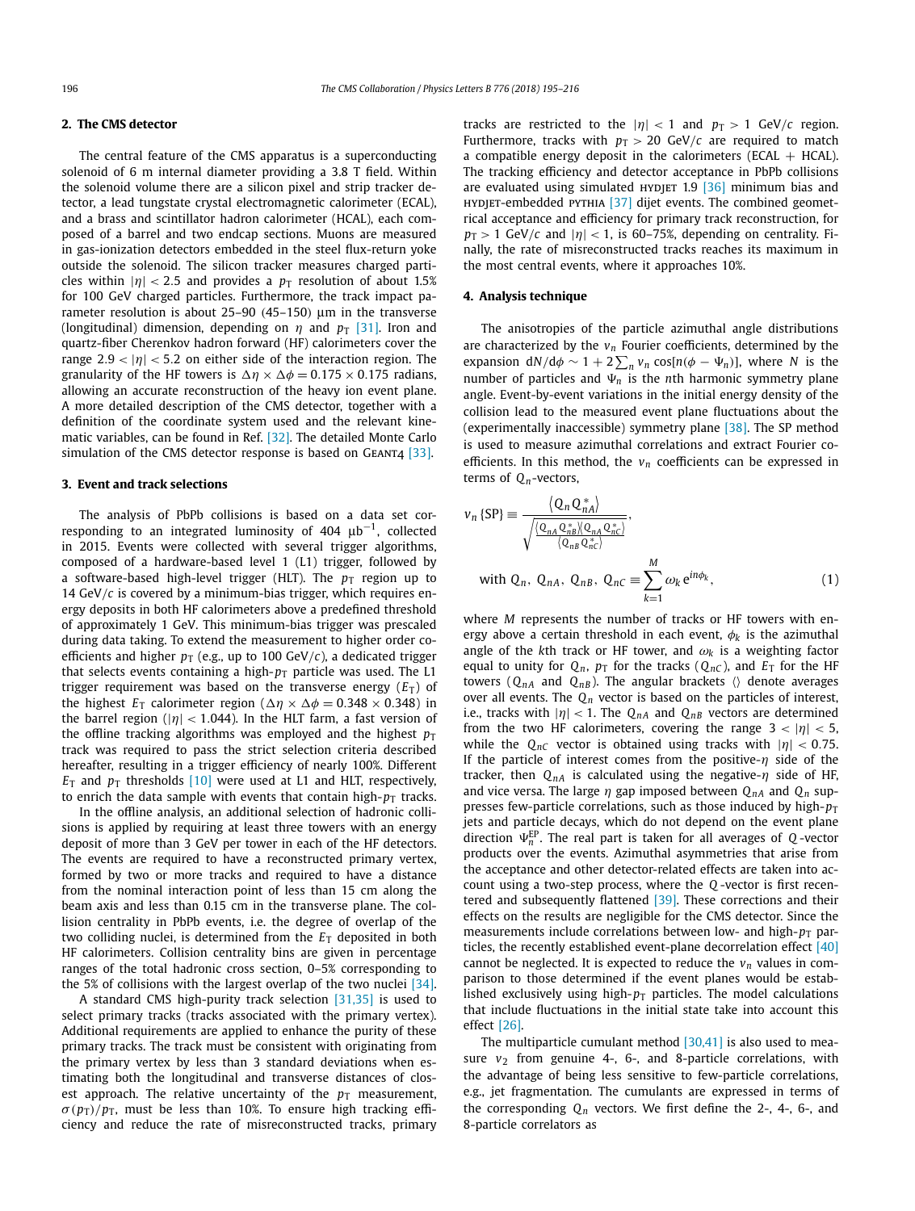## 2. The CMS detector

The central feature of the CMS apparatus is a superconducting solenoid of 6 m internal diameter providing a 3.8 T field. Within the solenoid volume there are a silicon pixel and strip tracker detector, a lead tungstate crystal electromagnetic calorimeter (ECAL), and a brass and scintillator hadron calorimeter (HCAL), each composed of a barrel and two endcap sections. Muons are measured in gas-ionization detectors embedded in the steel flux-return yoke outside the solenoid. The silicon tracker measures charged particles within $|\eta| < 2.5$ and provides a $p_T$ resolution of about 1.5% for 100 GeV charged particles. Furthermore, the track impact parameter resolution is about 25–90 (45–150) μm in the transverse (longitudinal) dimension, depending on $\eta$ and $p_T$ [31]. Iron and quartz-fiber Cherenkov hadron forward (HF) calorimeters cover the range $2.9 < |\eta| < 5.2$ on either side of the interaction region. The granularity of the HF towers is $\Delta\eta \times \Delta\phi = 0.175 \times 0.175$ radians, allowing an accurate reconstruction of the heavy ion event plane. A more detailed description of the CMS detector, together with a definition of the coordinate system used and the relevant kinematic variables, can be found in Ref. [32]. The detailed Monte Carlo simulation of the CMS detector response is based on Geant4 [33].

## 3. Event and track selections

The analysis of PbPb collisions is based on a data set corresponding to an integrated luminosity of 404 $\mu b^{-1}$, collected in 2015. Events were collected with several trigger algorithms, composed of a hardware-based level 1 (L1) trigger, followed by a software-based high-level trigger (HLT). The $p_T$ region up to 14 GeV/$c$ is covered by a minimum-bias trigger, which requires energy deposits in both HF calorimeters above a predefined threshold of approximately 1 GeV. This minimum-bias trigger was prescaled during data taking. To extend the measurement to higher order coefficients and higher $p_T$ (e.g., up to 100 GeV/$c$), a dedicated trigger that selects events containing a high-$p_T$ particle was used. The L1 trigger requirement was based on the transverse energy ($E_T$) of the highest $E_T$ calorimeter region ($\Delta\eta \times \Delta\phi = 0.348 \times 0.348$) in the barrel region ($|\eta| < 1.044$). In the HLT farm, a fast version of the offline tracking algorithms was employed and the highest $p_T$ track was required to pass the strict selection criteria described hereafter, resulting in a trigger efficiency of nearly 100%. Different $E_T$ and $p_T$ thresholds [10] were used at L1 and HLT, respectively, to enrich the data sample with events that contain high-$p_T$ tracks.

In the offline analysis, an additional selection of hadronic collisions is applied by requiring at least three towers with an energy deposit of more than 3 GeV per tower in each of the HF detectors. The events are required to have a reconstructed primary vertex, formed by two or more tracks and required to have a distance from the nominal interaction point of less than 15 cm along the beam axis and less than 0.15 cm in the transverse plane. The collision centrality in PbPb events, i.e. the degree of overlap of the two colliding nuclei, is determined from the $E_T$ deposited in both HF calorimeters. Collision centrality bins are given in percentage ranges of the total hadronic cross section, 0–5% corresponding to the 5% of collisions with the largest overlap of the two nuclei [34].

A standard CMS high-purity track selection [31,35] is used to select primary tracks (tracks associated with the primary vertex). Additional requirements are applied to enhance the purity of these primary tracks. The track must be consistent with originating from the primary vertex by less than 3 standard deviations when estimating both the longitudinal and transverse distances of closest approach. The relative uncertainty of the $p_T$ measurement, $\sigma(p_T)/p_T$, must be less than 10%. To ensure high tracking efficiency and reduce the rate of misreconstructed tracks, primary tracks are restricted to the $|\eta| < 1$ and $p_T > 1$ GeV/$c$ region. Furthermore, tracks with $p_T > 20$ GeV/$c$ are required to match a compatible energy deposit in the calorimeters (ECAL + HCAL). The tracking efficiency and detector acceptance in PbPb collisions are evaluated using simulated hydjet 1.9 [36] minimum bias and hydjet-embedded pythia [37] dijet events. The combined geometrical acceptance and efficiency for primary track reconstruction, for $p_T > 1$ GeV/$c$ and $|\eta| < 1$, is 60–75%, depending on centrality. Finally, the rate of misreconstructed tracks reaches its maximum in the most central events, where it approaches 10%.

## 4. Analysis technique

The anisotropies of the particle azimuthal angle distributions are characterized by the $v_n$ Fourier coefficients, determined by the expansion $dN/d\phi \sim 1 + 2\sum_n v_n \cos[n(\phi - \Psi_n)]$, where $N$ is the number of particles and $\Psi_n$ is the $n$th harmonic symmetry plane angle. Event-by-event variations in the initial energy density of the collision lead to the measured event plane fluctuations about the (experimentally inaccessible) symmetry plane [38]. The SP method is used to measure azimuthal correlations and extract Fourier coefficients. In this method, the $v_n$ coefficients can be expressed in terms of $Q_n$-vectors,

$$v_n\{\mathrm{SP}\} \equiv \frac{\langle Q_n Q_{nA}^* \rangle}{\sqrt{\frac{\langle Q_{nA} Q_{nB}^* \rangle \langle Q_{nA} Q_{nC}^* \rangle}{\langle Q_{nB} Q_{nC}^* \rangle}}},$$

$$\text{with } Q_n,\ Q_{nA},\ Q_{nB},\ Q_{nC} \equiv \sum_{k=1}^{M} \omega_k\, e^{in\phi_k}, \tag{1}$$

where $M$ represents the number of tracks or HF towers with energy above a certain threshold in each event, $\phi_k$ is the azimuthal angle of the $k$th track or HF tower, and $\omega_k$ is a weighting factor equal to unity for $Q_n$, $p_T$ for the tracks ($Q_{nC}$), and $E_T$ for the HF towers ($Q_{nA}$ and $Q_{nB}$). The angular brackets $\langle\rangle$ denote averages over all events. The $Q_n$ vector is based on the particles of interest, i.e., tracks with $|\eta| < 1$. The $Q_{nA}$ and $Q_{nB}$ vectors are determined from the two HF calorimeters, covering the range $3 < |\eta| < 5$, while the $Q_{nC}$ vector is obtained using tracks with $|\eta| < 0.75$. If the particle of interest comes from the positive-$\eta$ side of the tracker, then $Q_{nA}$ is calculated using the negative-$\eta$ side of HF, and vice versa. The large $\eta$ gap imposed between $Q_{nA}$ and $Q_n$ suppresses few-particle correlations, such as those induced by high-$p_T$ jets and particle decays, which do not depend on the event plane direction $\Psi_n^{\mathrm{EP}}$. The real part is taken for all averages of $Q$-vector products over the events. Azimuthal asymmetries that arise from the acceptance and other detector-related effects are taken into account using a two-step process, where the $Q$-vector is first recentered and subsequently flattened [39]. These corrections and their effects on the results are negligible for the CMS detector. Since the measurements include correlations between low- and high-$p_T$ particles, the recently established event-plane decorrelation effect [40] cannot be neglected. It is expected to reduce the $v_n$ values in comparison to those determined if the event planes would be established exclusively using high-$p_T$ particles. The model calculations that include fluctuations in the initial state take into account this effect [26].

The multiparticle cumulant method [30,41] is also used to measure $v_2$ from genuine 4-, 6-, and 8-particle correlations, with the advantage of being less sensitive to few-particle correlations, e.g., jet fragmentation. The cumulants are expressed in terms of the corresponding $Q_n$ vectors. We first define the 2-, 4-, 6-, and 8-particle correlators as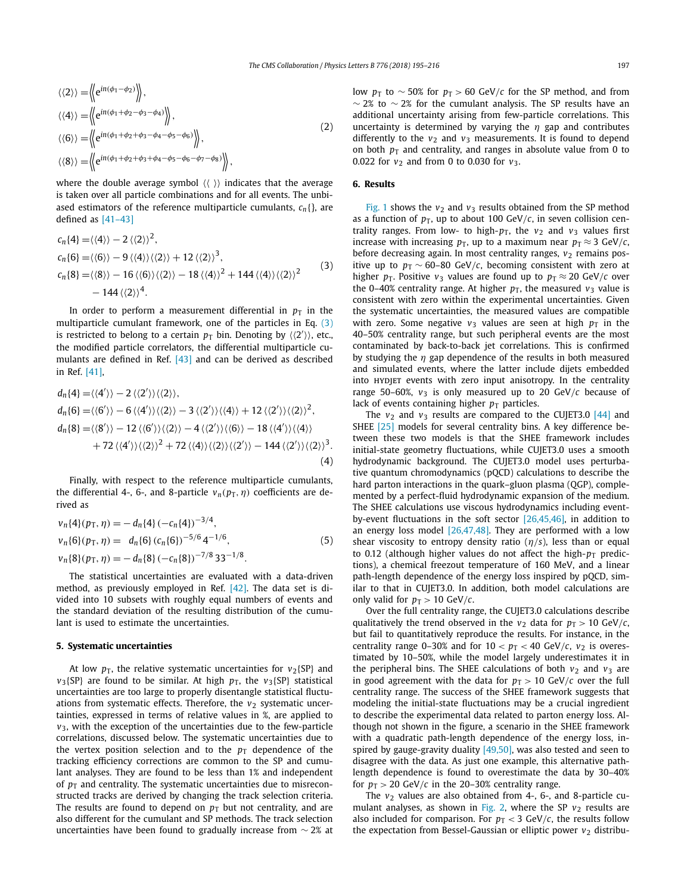$$
\begin{aligned}
\langle\langle 2\rangle\rangle &= \left\langle\!\left\langle e^{in(\phi_1-\phi_2)}\right\rangle\!\right\rangle, \\
\langle\langle 4\rangle\rangle &= \left\langle\!\left\langle e^{in(\phi_1+\phi_2-\phi_3-\phi_4)}\right\rangle\!\right\rangle, \\
\langle\langle 6\rangle\rangle &= \left\langle\!\left\langle e^{in(\phi_1+\phi_2+\phi_3-\phi_4-\phi_5-\phi_6)}\right\rangle\!\right\rangle, \\
\langle\langle 8\rangle\rangle &= \left\langle\!\left\langle e^{in(\phi_1+\phi_2+\phi_3+\phi_4-\phi_5-\phi_6-\phi_7-\phi_8)}\right\rangle\!\right\rangle,
\end{aligned}
\tag{2}
$$

where the double average symbol $\langle\langle\ \rangle\rangle$ indicates that the average is taken over all particle combinations and for all events. The unbiased estimators of the reference multiparticle cumulants, $c_n\{\}$, are defined as [41–43]

$$
\begin{aligned}
c_n\{4\} &= \langle\langle 4\rangle\rangle - 2\,\langle\langle 2\rangle\rangle^2, \\
c_n\{6\} &= \langle\langle 6\rangle\rangle - 9\,\langle\langle 4\rangle\rangle\langle\langle 2\rangle\rangle + 12\,\langle\langle 2\rangle\rangle^3, \\
c_n\{8\} &= \langle\langle 8\rangle\rangle - 16\,\langle\langle 6\rangle\rangle\langle\langle 2\rangle\rangle - 18\,\langle\langle 4\rangle\rangle^2 + 144\,\langle\langle 4\rangle\rangle\langle\langle 2\rangle\rangle^2 \\
&\quad - 144\,\langle\langle 2\rangle\rangle^4.
\end{aligned}
\tag{3}
$$

In order to perform a measurement differential in $p_T$ in the multiparticle cumulant framework, one of the particles in Eq. (3) is restricted to belong to a certain $p_T$ bin. Denoting by $\langle\langle 2'\rangle\rangle$, etc., the modified particle correlators, the differential multiparticle cumulants are defined in Ref. [43] and can be derived as described in Ref. [41],

$$
\begin{aligned}
d_n\{4\} &= \langle\langle 4'\rangle\rangle - 2\,\langle\langle 2'\rangle\rangle\langle\langle 2\rangle\rangle, \\
d_n\{6\} &= \langle\langle 6'\rangle\rangle - 6\,\langle\langle 4'\rangle\rangle\langle\langle 2\rangle\rangle - 3\,\langle\langle 2'\rangle\rangle\langle\langle 4\rangle\rangle + 12\,\langle\langle 2'\rangle\rangle\langle\langle 2\rangle\rangle^2, \\
d_n\{8\} &= \langle\langle 8'\rangle\rangle - 12\,\langle\langle 6'\rangle\rangle\langle\langle 2\rangle\rangle - 4\,\langle\langle 2'\rangle\rangle\langle\langle 6\rangle\rangle - 18\,\langle\langle 4'\rangle\rangle\langle\langle 4\rangle\rangle \\
&\quad + 72\,\langle\langle 4'\rangle\rangle\langle\langle 2\rangle\rangle^2 + 72\,\langle\langle 4\rangle\rangle\langle\langle 2\rangle\rangle\langle\langle 2'\rangle\rangle - 144\,\langle\langle 2'\rangle\rangle\langle\langle 2\rangle\rangle^3.
\end{aligned}
\tag{4}
$$

Finally, with respect to the reference multiparticle cumulants, the differential 4-, 6-, and 8-particle $v_n(p_T, \eta)$ coefficients are derived as

$$
\begin{aligned}
v_n\{4\}(p_T, \eta) &= -\,d_n\{4\}\,(-c_n\{4\})^{-3/4}, \\
v_n\{6\}(p_T, \eta) &= \ \ d_n\{6\}\,(c_n\{6\})^{-5/6}\,4^{-1/6}, \\
v_n\{8\}(p_T, \eta) &= -\,d_n\{8\}\,(-c_n\{8\})^{-7/8}\,33^{-1/8}.
\end{aligned}
\tag{5}
$$

The statistical uncertainties are evaluated with a data-driven method, as previously employed in Ref. [42]. The data set is divided into 10 subsets with roughly equal numbers of events and the standard deviation of the resulting distribution of the cumulant is used to estimate the uncertainties.

## 5. Systematic uncertainties

At low $p_T$, the relative systematic uncertainties for $v_2\{\mathrm{SP}\}$ and $v_3\{\mathrm{SP}\}$ are found to be similar. At high $p_T$, the $v_3\{\mathrm{SP}\}$ statistical uncertainties are too large to properly disentangle statistical fluctuations from systematic effects. Therefore, the $v_2$ systematic uncertainties, expressed in terms of relative values in %, are applied to $v_3$, with the exception of the uncertainties due to the few-particle correlations, discussed below. The systematic uncertainties due to the vertex position selection and to the $p_T$ dependence of the tracking efficiency corrections are common to the SP and cumulant analyses. They are found to be less than 1% and independent of $p_T$ and centrality. The systematic uncertainties due to misreconstructed tracks are derived by changing the track selection criteria. The results are found to depend on $p_T$ but not centrality, and are also different for the cumulant and SP methods. The track selection uncertainties have been found to gradually increase from $\sim$2% at low $p_T$ to $\sim$50% for $p_T > 60$ GeV/$c$ for the SP method, and from $\sim$2% to $\sim$2% for the cumulant analysis. The SP results have an additional uncertainty arising from few-particle correlations. This uncertainty is determined by varying the $\eta$ gap and contributes differently to the $v_2$ and $v_3$ measurements. It is found to depend on both $p_T$ and centrality, and ranges in absolute value from 0 to 0.022 for $v_2$ and from 0 to 0.030 for $v_3$.

## 6. Results

Fig. 1 shows the $v_2$ and $v_3$ results obtained from the SP method as a function of $p_T$, up to about 100 GeV/$c$, in seven collision centrality ranges. From low- to high-$p_T$, the $v_2$ and $v_3$ values first increase with increasing $p_T$, up to a maximum near $p_T \approx 3$ GeV/$c$, before decreasing again. In most centrality ranges, $v_2$ remains positive up to $p_T \sim 60$–80 GeV/$c$, becoming consistent with zero at higher $p_T$. Positive $v_3$ values are found up to $p_T \approx 20$ GeV/$c$ over the 0–40% centrality range. At higher $p_T$, the measured $v_3$ value is consistent with zero within the experimental uncertainties. Given the systematic uncertainties, the measured values are compatible with zero. Some negative $v_3$ values are seen at high $p_T$ in the 40–50% centrality range, but such peripheral events are the most contaminated by back-to-back jet correlations. This is confirmed by studying the $\eta$ gap dependence of the results in both measured and simulated events, where the latter include dijets embedded into HYDJET events with zero input anisotropy. In the centrality range 50–60%, $v_3$ is only measured up to 20 GeV/$c$ because of lack of events containing higher $p_T$ particles.

The $v_2$ and $v_3$ results are compared to the CUJET3.0 [44] and SHEE [25] models for several centrality bins. A key difference between these two models is that the SHEE framework includes initial-state geometry fluctuations, while CUJET3.0 uses a smooth hydrodynamic background. The CUJET3.0 model uses perturbative quantum chromodynamics (pQCD) calculations to describe the hard parton interactions in the quark–gluon plasma (QGP), complemented by a perfect-fluid hydrodynamic expansion of the medium. The SHEE calculations use viscous hydrodynamics including event-by-event fluctuations in the soft sector [26,45,46], in addition to an energy loss model [26,47,48]. They are performed with a low shear viscosity to entropy density ratio ($\eta/s$), less than or equal to 0.12 (although higher values do not affect the high-$p_T$ predictions), a chemical freezout temperature of 160 MeV, and a linear path-length dependence of the energy loss inspired by pQCD, similar to that in CUJET3.0. In addition, both model calculations are only valid for $p_T > 10$ GeV/$c$.

Over the full centrality range, the CUJET3.0 calculations describe qualitatively the trend observed in the $v_2$ data for $p_T > 10$ GeV/$c$, but fail to quantitatively reproduce the results. For instance, in the centrality range 0–30% and for $10 < p_T < 40$ GeV/$c$, $v_2$ is overestimated by 10–50%, while the model largely underestimates it in the peripheral bins. The SHEE calculations of both $v_2$ and $v_3$ are in good agreement with the data for $p_T > 10$ GeV/$c$ over the full centrality range. The success of the SHEE framework suggests that modeling the initial-state fluctuations may be a crucial ingredient to describe the experimental data related to parton energy loss. Although not shown in the figure, a scenario in the SHEE framework with a quadratic path-length dependence of the energy loss, inspired by gauge-gravity duality [49,50], was also tested and seen to disagree with the data. As just one example, this alternative path-length dependence is found to overestimate the data by 30–40% for $p_T > 20$ GeV/$c$ in the 20–30% centrality range.

The $v_2$ values are also obtained from 4-, 6-, and 8-particle cumulant analyses, as shown in Fig. 2, where the SP $v_2$ results are also included for comparison. For $p_T < 3$ GeV/$c$, the results follow the expectation from Bessel-Gaussian or elliptic power $v_2$ distribu-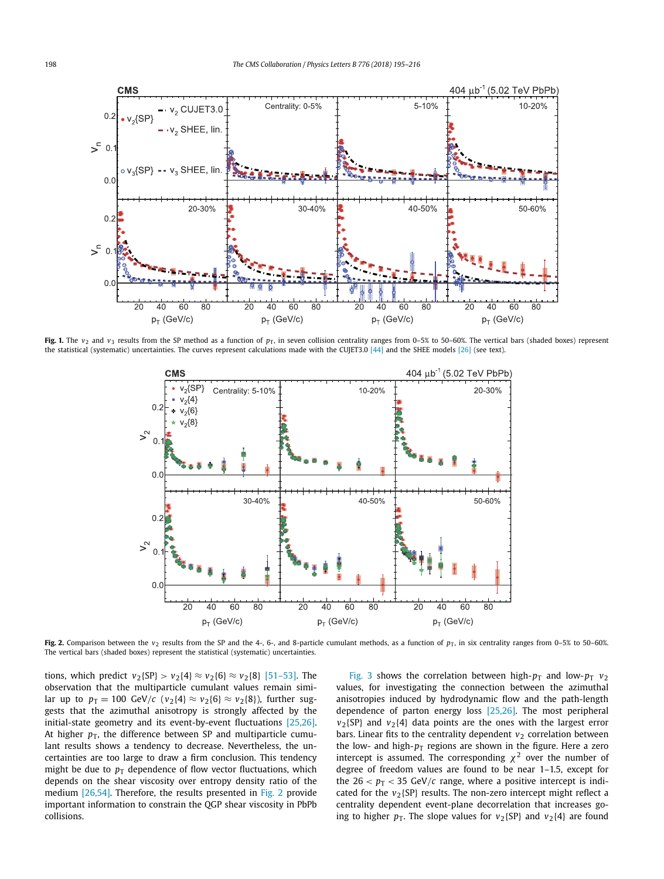**Fig. 1.** The $v_2$ and $v_3$ results from the SP method as a function of $p_T$, in seven collision centrality ranges from 0–5% to 50–60%. The vertical bars (shaded boxes) represent the statistical (systematic) uncertainties. The curves represent calculations made with the CUJET3.0 [44] and the SHEE models [26] (see text).

**Fig. 2.** Comparison between the $v_2$ results from the SP and the 4-, 6-, and 8-particle cumulant methods, as a function of $p_T$, in six centrality ranges from 0–5% to 50–60%. The vertical bars (shaded boxes) represent the statistical (systematic) uncertainties.

tions, which predict $v_2\{SP\} > v_2\{4\} \approx v_2\{6\} \approx v_2\{8\}$ [51–53]. The observation that the multiparticle cumulant values remain similar up to $p_T = 100$ GeV/$c$ ($v_2\{4\} \approx v_2\{6\} \approx v_2\{8\}$), further suggests that the azimuthal anisotropy is strongly affected by the initial-state geometry and its event-by-event fluctuations [25,26]. At higher $p_T$, the difference between SP and multiparticle cumulant results shows a tendency to decrease. Nevertheless, the uncertainties are too large to draw a firm conclusion. This tendency might be due to $p_T$ dependence of flow vector fluctuations, which depends on the shear viscosity over entropy density ratio of the medium [26,54]. Therefore, the results presented in Fig. 2 provide important information to constrain the QGP shear viscosity in PbPb collisions.

Fig. 3 shows the correlation between high-$p_T$ and low-$p_T$ $v_2$ values, for investigating the connection between the azimuthal anisotropies induced by hydrodynamic flow and the path-length dependence of parton energy loss [25,26]. The most peripheral $v_2\{SP\}$ and $v_2\{4\}$ data points are the ones with the largest error bars. Linear fits to the centrality dependent $v_2$ correlation between the low- and high-$p_T$ regions are shown in the figure. Here a zero intercept is assumed. The corresponding $\chi^2$ over the number of degree of freedom values are found to be near 1–1.5, except for the $26 < p_T < 35$ GeV/$c$ range, where a positive intercept is indicated for the $v_2\{SP\}$ results. The non-zero intercept might reflect a centrality dependent event-plane decorrelation that increases going to higher $p_T$. The slope values for $v_2\{SP\}$ and $v_2\{4\}$ are found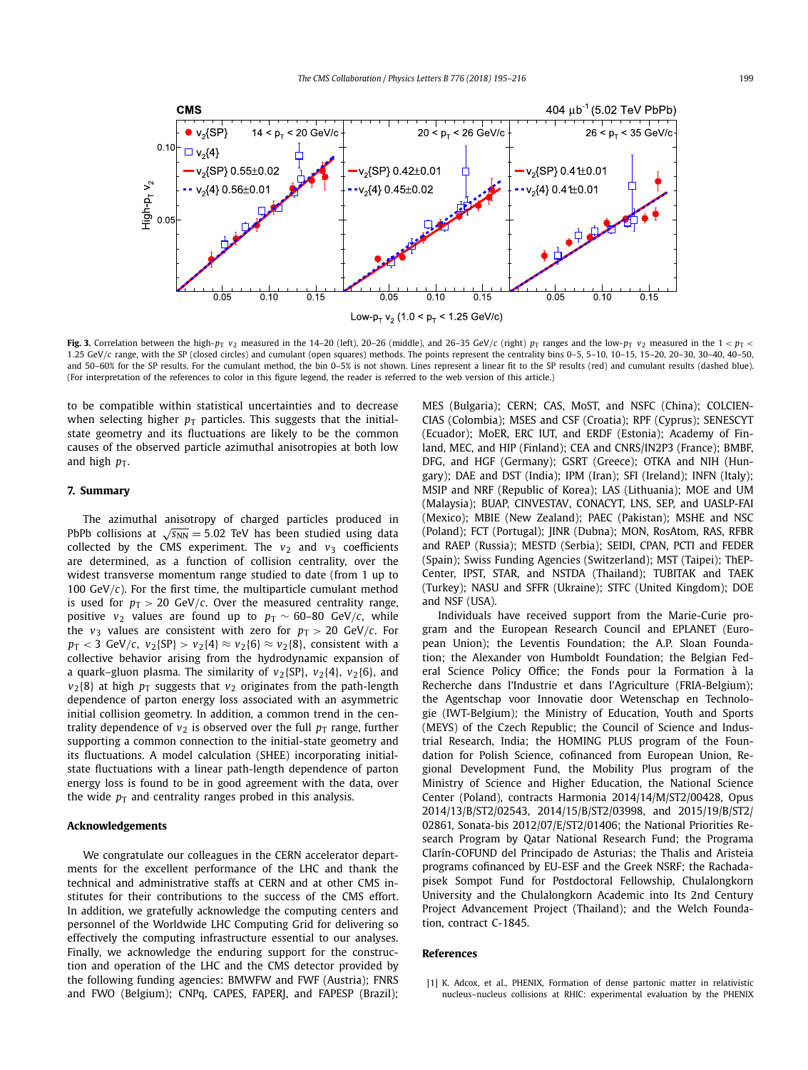CMS

404 μb$^{-1}$ (5.02 TeV PbPb)

$v_2$\{SP\}

$v_2$\{4\}

$v_2$\{SP\} 0.55±0.02

$v_2$\{4\} 0.56±0.01

14 < $p_T$ < 20 GeV/c

$v_2$\{SP\} 0.42±0.01

$v_2$\{4\} 0.45±0.02

20 < $p_T$ < 26 GeV/c

$v_2$\{SP\} 0.41±0.01

$v_2$\{4\} 0.41±0.01

26 < $p_T$ < 35 GeV/c

High-$p_T$ $v_2$

0.10

0.05

0.05 0.10 0.15

Low-$p_T$ $v_2$ (1.0 < $p_T$ < 1.25 GeV/c)

**Fig. 3.** Correlation between the high-$p_T$ $v_2$ measured in the 14–20 (left), 20–26 (middle), and 26–35 GeV/$c$ (right) $p_T$ ranges and the low-$p_T$ $v_2$ measured in the $1 < p_T < 1.25$ GeV/$c$ range, with the SP (closed circles) and cumulant (open squares) methods. The points represent the centrality bins 0–5, 5–10, 10–15, 15–20, 20–30, 30–40, 40–50, and 50–60% for the SP results. For the cumulant method, the bin 0–5% is not shown. Lines represent a linear fit to the SP results (red) and cumulant results (dashed blue). (For interpretation of the references to color in this figure legend, the reader is referred to the web version of this article.)

to be compatible within statistical uncertainties and to decrease when selecting higher $p_T$ particles. This suggests that the initial-state geometry and its fluctuations are likely to be the common causes of the observed particle azimuthal anisotropies at both low and high $p_T$.

## 7. Summary

The azimuthal anisotropy of charged particles produced in PbPb collisions at $\sqrt{s_{NN}} = 5.02$ TeV has been studied using data collected by the CMS experiment. The $v_2$ and $v_3$ coefficients are determined, as a function of collision centrality, over the widest transverse momentum range studied to date (from 1 up to 100 GeV/$c$). For the first time, the multiparticle cumulant method is used for $p_T > 20$ GeV/$c$. Over the measured centrality range, positive $v_2$ values are found up to $p_T \sim 60$–$80$ GeV/$c$, while the $v_3$ values are consistent with zero for $p_T > 20$ GeV/$c$. For $p_T < 3$ GeV/$c$, $v_2\{SP\} > v_2\{4\} \approx v_2\{6\} \approx v_2\{8\}$, consistent with a collective behavior arising from the hydrodynamic expansion of a quark–gluon plasma. The similarity of $v_2\{SP\}$, $v_2\{4\}$, $v_2\{6\}$, and $v_2\{8\}$ at high $p_T$ suggests that $v_2$ originates from the path-length dependence of parton energy loss associated with an asymmetric initial collision geometry. In addition, a common trend in the centrality dependence of $v_2$ is observed over the full $p_T$ range, further supporting a common connection to the initial-state geometry and its fluctuations. A model calculation (SHEE) incorporating initial-state fluctuations with a linear path-length dependence of parton energy loss is found to be in good agreement with the data, over the wide $p_T$ and centrality ranges probed in this analysis.

## Acknowledgements

We congratulate our colleagues in the CERN accelerator departments for the excellent performance of the LHC and thank the technical and administrative staffs at CERN and at other CMS institutes for their contributions to the success of the CMS effort. In addition, we gratefully acknowledge the computing centers and personnel of the Worldwide LHC Computing Grid for delivering so effectively the computing infrastructure essential to our analyses. Finally, we acknowledge the enduring support for the construction and operation of the LHC and the CMS detector provided by the following funding agencies: BMWFW and FWF (Austria); FNRS and FWO (Belgium); CNPq, CAPES, FAPERJ, and FAPESP (Brazil); MES (Bulgaria); CERN; CAS, MoST, and NSFC (China); COLCIENCIAS (Colombia); MSES and CSF (Croatia); RPF (Cyprus); SENESCYT (Ecuador); MoER, ERC IUT, and ERDF (Estonia); Academy of Finland, MEC, and HIP (Finland); CEA and CNRS/IN2P3 (France); BMBF, DFG, and HGF (Germany); GSRT (Greece); OTKA and NIH (Hungary); DAE and DST (India); IPM (Iran); SFI (Ireland); INFN (Italy); MSIP and NRF (Republic of Korea); LAS (Lithuania); MOE and UM (Malaysia); BUAP, CINVESTAV, CONACYT, LNS, SEP, and UASLP-FAI (Mexico); MBIE (New Zealand); PAEC (Pakistan); MSHE and NSC (Poland); FCT (Portugal); JINR (Dubna); MON, RosAtom, RAS, RFBR and RAEP (Russia); MESTD (Serbia); SEIDI, CPAN, PCTI and FEDER (Spain); Swiss Funding Agencies (Switzerland); MST (Taipei); ThEPCenter, IPST, STAR, and NSTDA (Thailand); TUBITAK and TAEK (Turkey); NASU and SFFR (Ukraine); STFC (United Kingdom); DOE and NSF (USA).

Individuals have received support from the Marie-Curie program and the European Research Council and EPLANET (European Union); the Leventis Foundation; the A.P. Sloan Foundation; the Alexander von Humboldt Foundation; the Belgian Federal Science Policy Office; the Fonds pour la Formation à la Recherche dans l'Industrie et dans l'Agriculture (FRIA-Belgium); the Agentschap voor Innovatie door Wetenschap en Technologie (IWT-Belgium); the Ministry of Education, Youth and Sports (MEYS) of the Czech Republic; the Council of Science and Industrial Research, India; the HOMING PLUS program of the Foundation for Polish Science, cofinanced from European Union, Regional Development Fund, the Mobility Plus program of the Ministry of Science and Higher Education, the National Science Center (Poland), contracts Harmonia 2014/14/M/ST2/00428, Opus 2014/13/B/ST2/02543, 2014/15/B/ST2/03998, and 2015/19/B/ST2/02861, Sonata-bis 2012/07/E/ST2/01406; the National Priorities Research Program by Qatar National Research Fund; the Programa Clarín-COFUND del Principado de Asturias; the Thalis and Aristeia programs cofinanced by EU-ESF and the Greek NSRF; the Rachadapisek Sompot Fund for Postdoctoral Fellowship, Chulalongkorn University and the Chulalongkorn Academic into Its 2nd Century Project Advancement Project (Thailand); and the Welch Foundation, contract C-1845.

## References

[1] K. Adcox, et al., PHENIX, Formation of dense partonic matter in relativistic nucleus–nucleus collisions at RHIC: experimental evaluation by the PHENIX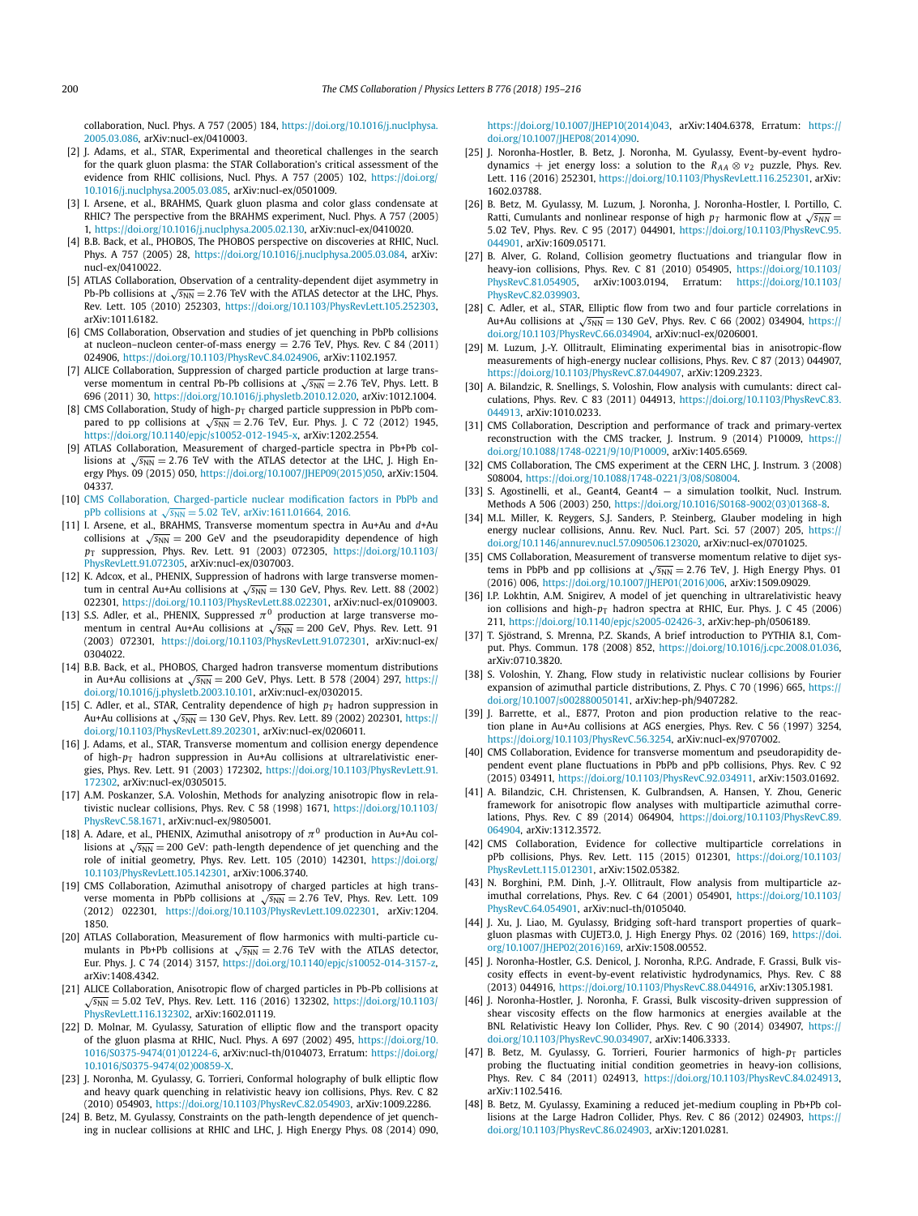collaboration, Nucl. Phys. A 757 (2005) 184, https://doi.org/10.1016/j.nuclphysa.2005.03.086, arXiv:nucl-ex/0410003.

[2] J. Adams, et al., STAR, Experimental and theoretical challenges in the search for the quark gluon plasma: the STAR Collaboration's critical assessment of the evidence from RHIC collisions, Nucl. Phys. A 757 (2005) 102, https://doi.org/10.1016/j.nuclphysa.2005.03.085, arXiv:nucl-ex/0501009.

[3] I. Arsene, et al., BRAHMS, Quark gluon plasma and color glass condensate at RHIC? The perspective from the BRAHMS experiment, Nucl. Phys. A 757 (2005) 1, https://doi.org/10.1016/j.nuclphysa.2005.02.130, arXiv:nucl-ex/0410020.

[4] B.B. Back, et al., PHOBOS, The PHOBOS perspective on discoveries at RHIC, Nucl. Phys. A 757 (2005) 28, https://doi.org/10.1016/j.nuclphysa.2005.03.084, arXiv:nucl-ex/0410022.

[5] ATLAS Collaboration, Observation of a centrality-dependent dijet asymmetry in Pb-Pb collisions at $\sqrt{s_{NN}} = 2.76$ TeV with the ATLAS detector at the LHC, Phys. Rev. Lett. 105 (2010) 252303, https://doi.org/10.1103/PhysRevLett.105.252303, arXiv:1011.6182.

[6] CMS Collaboration, Observation and studies of jet quenching in PbPb collisions at nucleon–nucleon center-of-mass energy = 2.76 TeV, Phys. Rev. C 84 (2011) 024906, https://doi.org/10.1103/PhysRevC.84.024906, arXiv:1102.1957.

[7] ALICE Collaboration, Suppression of charged particle production at large transverse momentum in central Pb-Pb collisions at $\sqrt{s_{NN}} = 2.76$ TeV, Phys. Lett. B 696 (2011) 30, https://doi.org/10.1016/j.physletb.2010.12.020, arXiv:1012.1004.

[8] CMS Collaboration, Study of high-$p_T$ charged particle suppression in PbPb compared to pp collisions at $\sqrt{s_{NN}} = 2.76$ TeV, Eur. Phys. J. C 72 (2012) 1945, https://doi.org/10.1140/epjc/s10052-012-1945-x, arXiv:1202.2554.

[9] ATLAS Collaboration, Measurement of charged-particle spectra in Pb+Pb collisions at $\sqrt{s_{NN}} = 2.76$ TeV with the ATLAS detector at the LHC, J. High Energy Phys. 09 (2015) 050, https://doi.org/10.1007/JHEP09(2015)050, arXiv:1504.04337.

[10] CMS Collaboration, Charged-particle nuclear modification factors in PbPb and pPb collisions at $\sqrt{s_{NN}} = 5.02$ TeV, arXiv:1611.01664, 2016.

[11] I. Arsene, et al., BRAHMS, Transverse momentum spectra in Au+Au and $d$+Au collisions at $\sqrt{s_{NN}} = 200$ GeV and the pseudorapidity dependence of high $p_T$ suppression, Phys. Rev. Lett. 91 (2003) 072305, https://doi.org/10.1103/PhysRevLett.91.072305, arXiv:nucl-ex/0307003.

[12] K. Adcox, et al., PHENIX, Suppression of hadrons with large transverse momentum in central Au+Au collisions at $\sqrt{s_{NN}} = 130$ GeV, Phys. Rev. Lett. 88 (2002) 022301, https://doi.org/10.1103/PhysRevLett.88.022301, arXiv:nucl-ex/0109003.

[13] S.S. Adler, et al., PHENIX, Suppressed $\pi^0$ production at large transverse momentum in central Au+Au collisions at $\sqrt{s_{NN}} = 200$ GeV, Phys. Rev. Lett. 91 (2003) 072301, https://doi.org/10.1103/PhysRevLett.91.072301, arXiv:nucl-ex/0304022.

[14] B.B. Back, et al., PHOBOS, Charged hadron transverse momentum distributions in Au+Au collisions at $\sqrt{s_{NN}} = 200$ GeV, Phys. Lett. B 578 (2004) 297, https://doi.org/10.1016/j.physletb.2003.10.101, arXiv:nucl-ex/0302015.

[15] C. Adler, et al., STAR, Centrality dependence of high $p_T$ hadron suppression in Au+Au collisions at $\sqrt{s_{NN}} = 130$ GeV, Phys. Rev. Lett. 89 (2002) 202301, https://doi.org/10.1103/PhysRevLett.89.202301, arXiv:nucl-ex/0206011.

[16] J. Adams, et al., STAR, Transverse momentum and collision energy dependence of high-$p_T$ hadron suppression in Au+Au collisions at ultrarelativistic energies, Phys. Rev. Lett. 91 (2003) 172302, https://doi.org/10.1103/PhysRevLett.91.172302, arXiv:nucl-ex/0305015.

[17] A.M. Poskanzer, S.A. Voloshin, Methods for analyzing anisotropic flow in relativistic nuclear collisions, Phys. Rev. C 58 (1998) 1671, https://doi.org/10.1103/PhysRevC.58.1671, arXiv:nucl-ex/9805001.

[18] A. Adare, et al., PHENIX, Azimuthal anisotropy of $\pi^0$ production in Au+Au collisions at $\sqrt{s_{NN}} = 200$ GeV: path-length dependence of jet quenching and the role of initial geometry, Phys. Rev. Lett. 105 (2010) 142301, https://doi.org/10.1103/PhysRevLett.105.142301, arXiv:1006.3740.

[19] CMS Collaboration, Azimuthal anisotropy of charged particles at high transverse momenta in PbPb collisions at $\sqrt{s_{NN}} = 2.76$ TeV, Phys. Rev. Lett. 109 (2012) 022301, https://doi.org/10.1103/PhysRevLett.109.022301, arXiv:1204.1850.

[20] ATLAS Collaboration, Measurement of flow harmonics with multi-particle cumulants in Pb+Pb collisions at $\sqrt{s_{NN}} = 2.76$ TeV with the ATLAS detector, Eur. Phys. J. C 74 (2014) 3157, https://doi.org/10.1140/epjc/s10052-014-3157-z, arXiv:1408.4342.

[21] ALICE Collaboration, Anisotropic flow of charged particles in Pb-Pb collisions at $\sqrt{s_{NN}} = 5.02$ TeV, Phys. Rev. Lett. 116 (2016) 132302, https://doi.org/10.1103/PhysRevLett.116.132302, arXiv:1602.01119.

[22] D. Molnar, M. Gyulassy, Saturation of elliptic flow and the transport opacity of the gluon plasma at RHIC, Nucl. Phys. A 697 (2002) 495, https://doi.org/10.1016/S0375-9474(01)01224-6, arXiv:nucl-th/0104073, Erratum: https://doi.org/10.1016/S0375-9474(02)00859-X.

[23] J. Noronha, M. Gyulassy, G. Torrieri, Conformal holography of bulk elliptic flow and heavy quark quenching in relativistic heavy ion collisions, Phys. Rev. C 82 (2010) 054903, https://doi.org/10.1103/PhysRevC.82.054903, arXiv:1009.2286.

[24] B. Betz, M. Gyulassy, Constraints on the path-length dependence of jet quenching in nuclear collisions at RHIC and LHC, J. High Energy Phys. 08 (2014) 090, https://doi.org/10.1007/JHEP10(2014)043, arXiv:1404.6378, Erratum: https://doi.org/10.1007/JHEP08(2014)090.

[25] J. Noronha-Hostler, B. Betz, J. Noronha, M. Gyulassy, Event-by-event hydrodynamics + jet energy loss: a solution to the $R_{AA} \otimes v_2$ puzzle, Phys. Rev. Lett. 116 (2016) 252301, https://doi.org/10.1103/PhysRevLett.116.252301, arXiv:1602.03788.

[26] B. Betz, M. Gyulassy, M. Luzum, J. Noronha, J. Noronha-Hostler, I. Portillo, C. Ratti, Cumulants and nonlinear response of high $p_T$ harmonic flow at $\sqrt{s_{NN}} = 5.02$ TeV, Phys. Rev. C 95 (2017) 044901, https://doi.org/10.1103/PhysRevC.95.044901, arXiv:1609.05171.

[27] B. Alver, G. Roland, Collision geometry fluctuations and triangular flow in heavy-ion collisions, Phys. Rev. C 81 (2010) 054905, https://doi.org/10.1103/PhysRevC.81.054905, arXiv:1003.0194, Erratum: https://doi.org/10.1103/PhysRevC.82.039903.

[28] C. Adler, et al., STAR, Elliptic flow from two and four particle correlations in Au+Au collisions at $\sqrt{s_{NN}} = 130$ GeV, Phys. Rev. C 66 (2002) 034904, https://doi.org/10.1103/PhysRevC.66.034904, arXiv:nucl-ex/0206001.

[29] M. Luzum, J.-Y. Ollitrault, Eliminating experimental bias in anisotropic-flow measurements of high-energy nuclear collisions, Phys. Rev. C 87 (2013) 044907, https://doi.org/10.1103/PhysRevC.87.044907, arXiv:1209.2323.

[30] A. Bilandzic, R. Snellings, S. Voloshin, Flow analysis with cumulants: direct calculations, Phys. Rev. C 83 (2011) 044913, https://doi.org/10.1103/PhysRevC.83.044913, arXiv:1010.0233.

[31] CMS Collaboration, Description and performance of track and primary-vertex reconstruction with the CMS tracker, J. Instrum. 9 (2014) P10009, https://doi.org/10.1088/1748-0221/9/10/P10009, arXiv:1405.6569.

[32] CMS Collaboration, The CMS experiment at the CERN LHC, J. Instrum. 3 (2008) S08004, https://doi.org/10.1088/1748-0221/3/08/S08004.

[33] S. Agostinelli, et al., Geant4, Geant4 — a simulation toolkit, Nucl. Instrum. Methods A 506 (2003) 250, https://doi.org/10.1016/S0168-9002(03)01368-8.

[34] M.L. Miller, K. Reygers, S.J. Sanders, P. Steinberg, Glauber modeling in high energy nuclear collisions, Annu. Rev. Nucl. Part. Sci. 57 (2007) 205, https://doi.org/10.1146/annurev.nucl.57.090506.123020, arXiv:nucl-ex/0701025.

[35] CMS Collaboration, Measurement of transverse momentum relative to dijet systems in PbPb and pp collisions at $\sqrt{s_{NN}} = 2.76$ TeV, J. High Energy Phys. 01 (2016) 006, https://doi.org/10.1007/JHEP01(2016)006, arXiv:1509.09029.

[36] I.P. Lokhtin, A.M. Snigirev, A model of jet quenching in ultrarelativistic heavy ion collisions and high-$p_T$ hadron spectra at RHIC, Eur. Phys. J. C 45 (2006) 211, https://doi.org/10.1140/epjc/s2005-02426-3, arXiv:hep-ph/0506189.

[37] T. Sjöstrand, S. Mrenna, P.Z. Skands, A brief introduction to PYTHIA 8.1, Comput. Phys. Commun. 178 (2008) 852, https://doi.org/10.1016/j.cpc.2008.01.036, arXiv:0710.3820.

[38] S. Voloshin, Y. Zhang, Flow study in relativistic nuclear collisions by Fourier expansion of azimuthal particle distributions, Z. Phys. C 70 (1996) 665, https://doi.org/10.1007/s002880050141, arXiv:hep-ph/9407282.

[39] J. Barrette, et al., E877, Proton and pion production relative to the reaction plane in Au+Au collisions at AGS energies, Phys. Rev. C 56 (1997) 3254, https://doi.org/10.1103/PhysRevC.56.3254, arXiv:nucl-ex/9707002.

[40] CMS Collaboration, Evidence for transverse momentum and pseudorapidity dependent event plane fluctuations in PbPb and pPb collisions, Phys. Rev. C 92 (2015) 034911, https://doi.org/10.1103/PhysRevC.92.034911, arXiv:1503.01692.

[41] A. Bilandzic, C.H. Christensen, K. Gulbrandsen, A. Hansen, Y. Zhou, Generic framework for anisotropic flow analyses with multiparticle azimuthal correlations, Phys. Rev. C 89 (2014) 064904, https://doi.org/10.1103/PhysRevC.89.064904, arXiv:1312.3572.

[42] CMS Collaboration, Evidence for collective multiparticle correlations in pPb collisions, Phys. Rev. Lett. 115 (2015) 012301, https://doi.org/10.1103/PhysRevLett.115.012301, arXiv:1502.05382.

[43] N. Borghini, P.M. Dinh, J.-Y. Ollitrault, Flow analysis from multiparticle azimuthal correlations, Phys. Rev. C 64 (2001) 054901, https://doi.org/10.1103/PhysRevC.64.054901, arXiv:nucl-th/0105040.

[44] J. Xu, J. Liao, M. Gyulassy, Bridging soft-hard transport properties of quark–gluon plasmas with CUJET3.0, J. High Energy Phys. 02 (2016) 169, https://doi.org/10.1007/JHEP02(2016)169, arXiv:1508.00552.

[45] J. Noronha-Hostler, G.S. Denicol, J. Noronha, R.P.G. Andrade, F. Grassi, Bulk viscosity effects in event-by-event relativistic hydrodynamics, Phys. Rev. C 88 (2013) 044916, https://doi.org/10.1103/PhysRevC.88.044916, arXiv:1305.1981.

[46] J. Noronha-Hostler, J. Noronha, F. Grassi, Bulk viscosity-driven suppression of shear viscosity effects on the flow harmonics at energies available at the BNL Relativistic Heavy Ion Collider, Phys. Rev. C 90 (2014) 034907, https://doi.org/10.1103/PhysRevC.90.034907, arXiv:1406.3333.

[47] B. Betz, M. Gyulassy, G. Torrieri, Fourier harmonics of high-$p_T$ particles probing the fluctuating initial condition geometries in heavy-ion collisions, Phys. Rev. C 84 (2011) 024913, https://doi.org/10.1103/PhysRevC.84.024913, arXiv:1102.5416.

[48] B. Betz, M. Gyulassy, Examining a reduced jet-medium coupling in Pb+Pb collisions at the Large Hadron Collider, Phys. Rev. C 86 (2012) 024903, https://doi.org/10.1103/PhysRevC.86.024903, arXiv:1201.0281.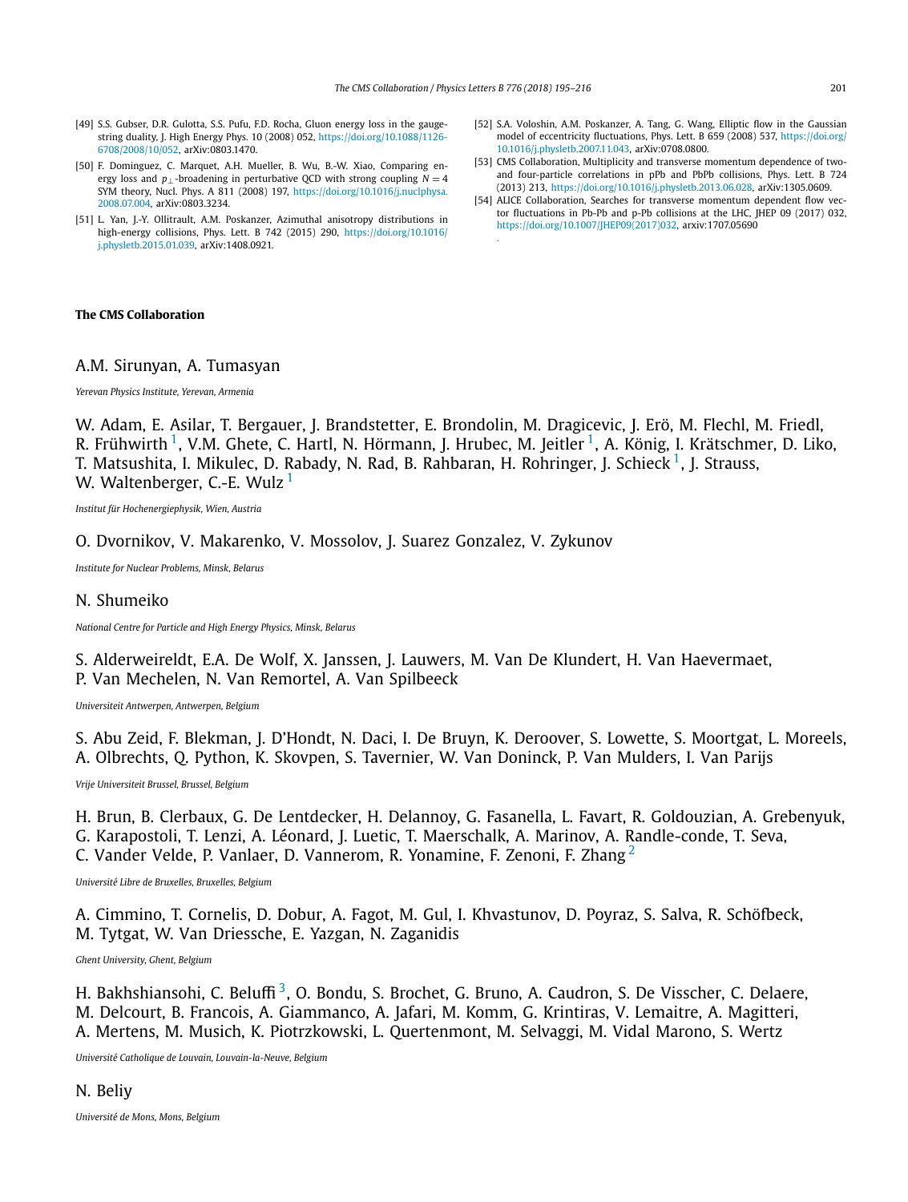[49] S.S. Gubser, D.R. Gulotta, S.S. Pufu, F.D. Rocha, Gluon energy loss in the gauge-string duality, J. High Energy Phys. 10 (2008) 052, https://doi.org/10.1088/1126-6708/2008/10/052, arXiv:0803.1470.

[50] F. Dominguez, C. Marquet, A.H. Mueller, B. Wu, B.-W. Xiao, Comparing energy loss and $p_\perp$-broadening in perturbative QCD with strong coupling $N = 4$ SYM theory, Nucl. Phys. A 811 (2008) 197, https://doi.org/10.1016/j.nuclphysa.2008.07.004, arXiv:0803.3234.

[51] L. Yan, J.-Y. Ollitrault, A.M. Poskanzer, Azimuthal anisotropy distributions in high-energy collisions, Phys. Lett. B 742 (2015) 290, https://doi.org/10.1016/j.physletb.2015.01.039, arXiv:1408.0921.

[52] S.A. Voloshin, A.M. Poskanzer, A. Tang, G. Wang, Elliptic flow in the Gaussian model of eccentricity fluctuations, Phys. Lett. B 659 (2008) 537, https://doi.org/10.1016/j.physletb.2007.11.043, arXiv:0708.0800.

[53] CMS Collaboration, Multiplicity and transverse momentum dependence of two- and four-particle correlations in pPb and PbPb collisions, Phys. Lett. B 724 (2013) 213, https://doi.org/10.1016/j.physletb.2013.06.028, arXiv:1305.0609.

[54] ALICE Collaboration, Searches for transverse momentum dependent flow vector fluctuations in Pb-Pb and p-Pb collisions at the LHC, JHEP 09 (2017) 032, https://doi.org/10.1007/JHEP09(2017)032, arxiv:1707.05690 .

## The CMS Collaboration

A.M. Sirunyan, A. Tumasyan

*Yerevan Physics Institute, Yerevan, Armenia*

W. Adam, E. Asilar, T. Bergauer, J. Brandstetter, E. Brondolin, M. Dragicevic, J. Erö, M. Flechl, M. Friedl, R. Frühwirth [1], V.M. Ghete, C. Hartl, N. Hörmann, J. Hrubec, M. Jeitler [1], A. König, I. Krätschmer, D. Liko, T. Matsushita, I. Mikulec, D. Rabady, N. Rad, B. Rahbaran, H. Rohringer, J. Schieck [1], J. Strauss, W. Waltenberger, C.-E. Wulz [1]

*Institut für Hochenergiephysik, Wien, Austria*

O. Dvornikov, V. Makarenko, V. Mossolov, J. Suarez Gonzalez, V. Zykunov

*Institute for Nuclear Problems, Minsk, Belarus*

N. Shumeiko

*National Centre for Particle and High Energy Physics, Minsk, Belarus*

S. Alderweireldt, E.A. De Wolf, X. Janssen, J. Lauwers, M. Van De Klundert, H. Van Haevermaet, P. Van Mechelen, N. Van Remortel, A. Van Spilbeeck

*Universiteit Antwerpen, Antwerpen, Belgium*

S. Abu Zeid, F. Blekman, J. D'Hondt, N. Daci, I. De Bruyn, K. Deroover, S. Lowette, S. Moortgat, L. Moreels, A. Olbrechts, Q. Python, K. Skovpen, S. Tavernier, W. Van Doninck, P. Van Mulders, I. Van Parijs

*Vrije Universiteit Brussel, Brussel, Belgium*

H. Brun, B. Clerbaux, G. De Lentdecker, H. Delannoy, G. Fasanella, L. Favart, R. Goldouzian, A. Grebenyuk, G. Karapostoli, T. Lenzi, A. Léonard, J. Luetic, T. Maerschalk, A. Marinov, A. Randle-conde, T. Seva, C. Vander Velde, P. Vanlaer, D. Vannerom, R. Yonamine, F. Zenoni, F. Zhang [2]

*Université Libre de Bruxelles, Bruxelles, Belgium*

A. Cimmino, T. Cornelis, D. Dobur, A. Fagot, M. Gul, I. Khvastunov, D. Poyraz, S. Salva, R. Schöfbeck, M. Tytgat, W. Van Driessche, E. Yazgan, N. Zaganidis

*Ghent University, Ghent, Belgium*

H. Bakhshiansohi, C. Beluffi [3], O. Bondu, S. Brochet, G. Bruno, A. Caudron, S. De Visscher, C. Delaere, M. Delcourt, B. Francois, A. Giammanco, A. Jafari, M. Komm, G. Krintiras, V. Lemaitre, A. Magitteri, A. Mertens, M. Musich, K. Piotrzkowski, L. Quertenmont, M. Selvaggi, M. Vidal Marono, S. Wertz

*Université Catholique de Louvain, Louvain-la-Neuve, Belgium*

N. Beliy

*Université de Mons, Mons, Belgium*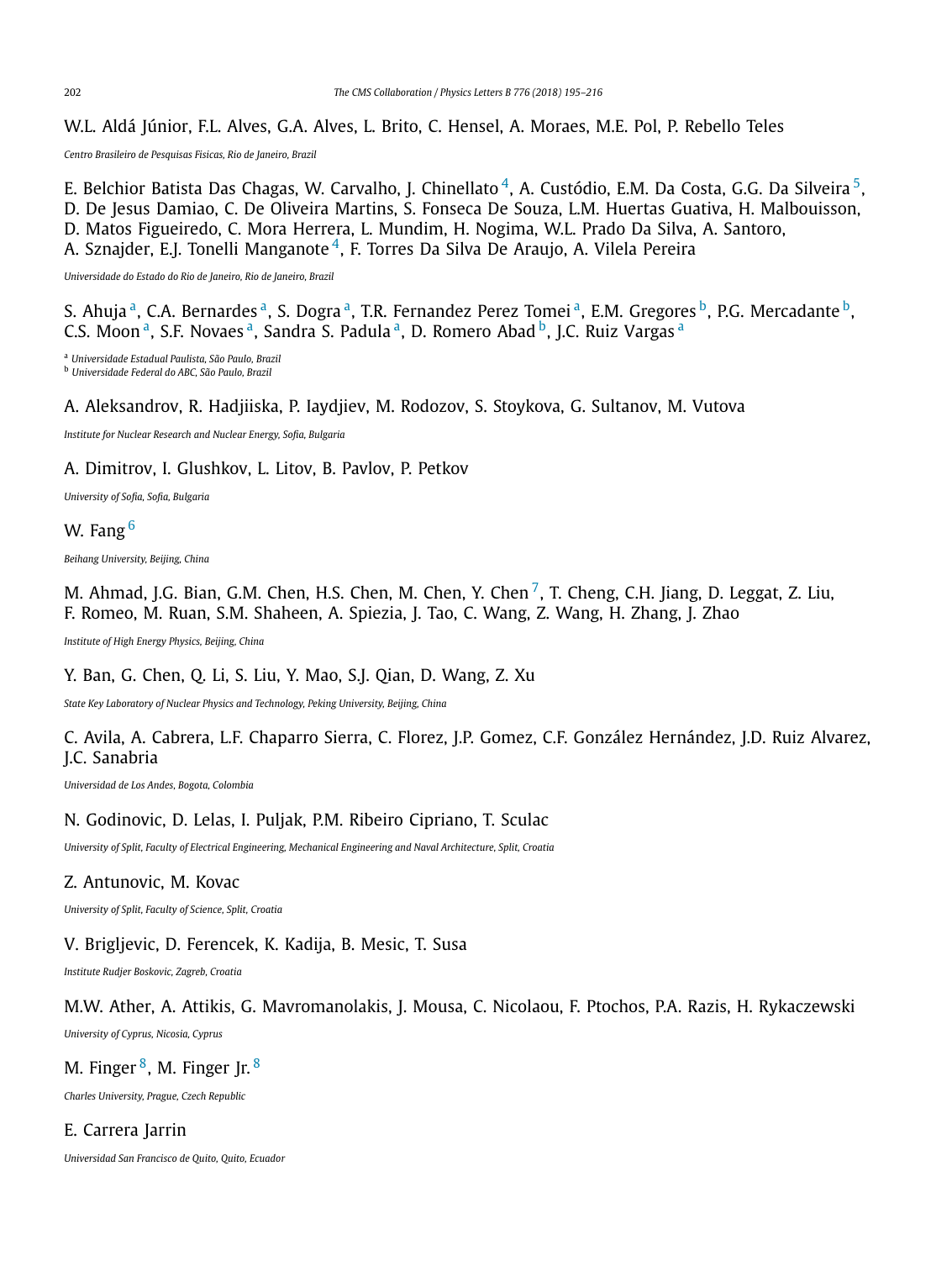W.L. Aldá Júnior, F.L. Alves, G.A. Alves, L. Brito, C. Hensel, A. Moraes, M.E. Pol, P. Rebello Teles

*Centro Brasileiro de Pesquisas Fisicas, Rio de Janeiro, Brazil*

E. Belchior Batista Das Chagas, W. Carvalho, J. Chinellato [4], A. Custódio, E.M. Da Costa, G.G. Da Silveira [5], D. De Jesus Damiao, C. De Oliveira Martins, S. Fonseca De Souza, L.M. Huertas Guativa, H. Malbouisson, D. Matos Figueiredo, C. Mora Herrera, L. Mundim, H. Nogima, W.L. Prado Da Silva, A. Santoro, A. Sznajder, E.J. Tonelli Manganote [4], F. Torres Da Silva De Araujo, A. Vilela Pereira

*Universidade do Estado do Rio de Janeiro, Rio de Janeiro, Brazil*

S. Ahuja [a], C.A. Bernardes [a], S. Dogra [a], T.R. Fernandez Perez Tomei [a], E.M. Gregores [b], P.G. Mercadante [b], C.S. Moon [a], S.F. Novaes [a], Sandra S. Padula [a], D. Romero Abad [b], J.C. Ruiz Vargas [a]

[a] *Universidade Estadual Paulista, São Paulo, Brazil*
[b] *Universidade Federal do ABC, São Paulo, Brazil*

A. Aleksandrov, R. Hadjiiska, P. Iaydjiev, M. Rodozov, S. Stoykova, G. Sultanov, M. Vutova

*Institute for Nuclear Research and Nuclear Energy, Sofia, Bulgaria*

A. Dimitrov, I. Glushkov, L. Litov, B. Pavlov, P. Petkov

*University of Sofia, Sofia, Bulgaria*

W. Fang [6]

*Beihang University, Beijing, China*

M. Ahmad, J.G. Bian, G.M. Chen, H.S. Chen, M. Chen, Y. Chen [7], T. Cheng, C.H. Jiang, D. Leggat, Z. Liu, F. Romeo, M. Ruan, S.M. Shaheen, A. Spiezia, J. Tao, C. Wang, Z. Wang, H. Zhang, J. Zhao

*Institute of High Energy Physics, Beijing, China*

Y. Ban, G. Chen, Q. Li, S. Liu, Y. Mao, S.J. Qian, D. Wang, Z. Xu

*State Key Laboratory of Nuclear Physics and Technology, Peking University, Beijing, China*

C. Avila, A. Cabrera, L.F. Chaparro Sierra, C. Florez, J.P. Gomez, C.F. González Hernández, J.D. Ruiz Alvarez, J.C. Sanabria

*Universidad de Los Andes, Bogota, Colombia*

N. Godinovic, D. Lelas, I. Puljak, P.M. Ribeiro Cipriano, T. Sculac

*University of Split, Faculty of Electrical Engineering, Mechanical Engineering and Naval Architecture, Split, Croatia*

Z. Antunovic, M. Kovac

*University of Split, Faculty of Science, Split, Croatia*

V. Brigljevic, D. Ferencek, K. Kadija, B. Mesic, T. Susa

*Institute Rudjer Boskovic, Zagreb, Croatia*

M.W. Ather, A. Attikis, G. Mavromanolakis, J. Mousa, C. Nicolaou, F. Ptochos, P.A. Razis, H. Rykaczewski

*University of Cyprus, Nicosia, Cyprus*

M. Finger [8], M. Finger Jr. [8]

*Charles University, Prague, Czech Republic*

E. Carrera Jarrin

*Universidad San Francisco de Quito, Quito, Ecuador*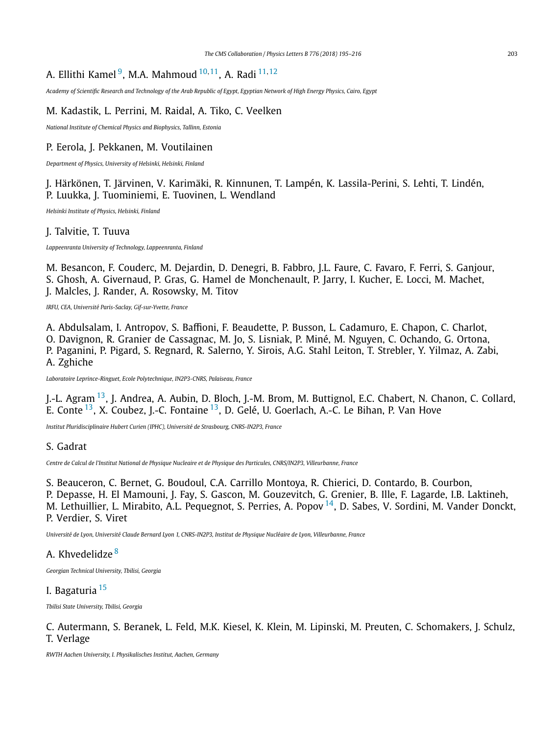A. Ellithi Kamel[9], M.A. Mahmoud[10,11], A. Radi[11,12]

*Academy of Scientific Research and Technology of the Arab Republic of Egypt, Egyptian Network of High Energy Physics, Cairo, Egypt*

M. Kadastik, L. Perrini, M. Raidal, A. Tiko, C. Veelken

*National Institute of Chemical Physics and Biophysics, Tallinn, Estonia*

P. Eerola, J. Pekkanen, M. Voutilainen

*Department of Physics, University of Helsinki, Helsinki, Finland*

J. Härkönen, T. Järvinen, V. Karimäki, R. Kinnunen, T. Lampén, K. Lassila-Perini, S. Lehti, T. Lindén, P. Luukka, J. Tuominiemi, E. Tuovinen, L. Wendland

*Helsinki Institute of Physics, Helsinki, Finland*

J. Talvitie, T. Tuuva

*Lappeenranta University of Technology, Lappeenranta, Finland*

M. Besancon, F. Couderc, M. Dejardin, D. Denegri, B. Fabbro, J.L. Faure, C. Favaro, F. Ferri, S. Ganjour, S. Ghosh, A. Givernaud, P. Gras, G. Hamel de Monchenault, P. Jarry, I. Kucher, E. Locci, M. Machet, J. Malcles, J. Rander, A. Rosowsky, M. Titov

*IRFU, CEA, Université Paris-Saclay, Gif-sur-Yvette, France*

A. Abdulsalam, I. Antropov, S. Baffioni, F. Beaudette, P. Busson, L. Cadamuro, E. Chapon, C. Charlot, O. Davignon, R. Granier de Cassagnac, M. Jo, S. Lisniak, P. Miné, M. Nguyen, C. Ochando, G. Ortona, P. Paganini, P. Pigard, S. Regnard, R. Salerno, Y. Sirois, A.G. Stahl Leiton, T. Strebler, Y. Yilmaz, A. Zabi, A. Zghiche

*Laboratoire Leprince-Ringuet, Ecole Polytechnique, IN2P3-CNRS, Palaiseau, France*

J.-L. Agram[13], J. Andrea, A. Aubin, D. Bloch, J.-M. Brom, M. Buttignol, E.C. Chabert, N. Chanon, C. Collard, E. Conte[13], X. Coubez, J.-C. Fontaine[13], D. Gelé, U. Goerlach, A.-C. Le Bihan, P. Van Hove

*Institut Pluridisciplinaire Hubert Curien (IPHC), Université de Strasbourg, CNRS-IN2P3, France*

S. Gadrat

*Centre de Calcul de l'Institut National de Physique Nucleaire et de Physique des Particules, CNRS/IN2P3, Villeurbanne, France*

S. Beauceron, C. Bernet, G. Boudoul, C.A. Carrillo Montoya, R. Chierici, D. Contardo, B. Courbon, P. Depasse, H. El Mamouni, J. Fay, S. Gascon, M. Gouzevitch, G. Grenier, B. Ille, F. Lagarde, I.B. Laktineh, M. Lethuillier, L. Mirabito, A.L. Pequegnot, S. Perries, A. Popov[14], D. Sabes, V. Sordini, M. Vander Donckt, P. Verdier, S. Viret

*Université de Lyon, Université Claude Bernard Lyon 1, CNRS-IN2P3, Institut de Physique Nucléaire de Lyon, Villeurbanne, France*

A. Khvedelidze[8]

*Georgian Technical University, Tbilisi, Georgia*

I. Bagaturia[15]

*Tbilisi State University, Tbilisi, Georgia*

C. Autermann, S. Beranek, L. Feld, M.K. Kiesel, K. Klein, M. Lipinski, M. Preuten, C. Schomakers, J. Schulz, T. Verlage

*RWTH Aachen University, I. Physikalisches Institut, Aachen, Germany*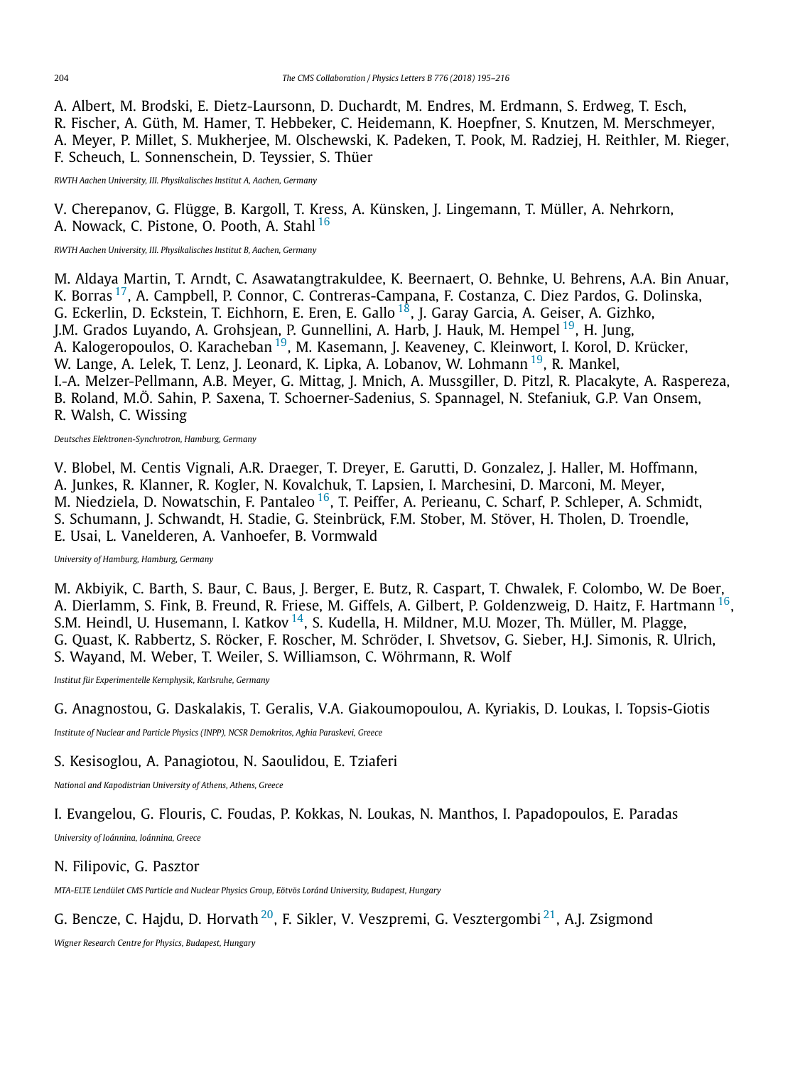A. Albert, M. Brodski, E. Dietz-Laursonn, D. Duchardt, M. Endres, M. Erdmann, S. Erdweg, T. Esch, R. Fischer, A. Güth, M. Hamer, T. Hebbeker, C. Heidemann, K. Hoepfner, S. Knutzen, M. Merschmeyer, A. Meyer, P. Millet, S. Mukherjee, M. Olschewski, K. Padeken, T. Pook, M. Radziej, H. Reithler, M. Rieger, F. Scheuch, L. Sonnenschein, D. Teyssier, S. Thüer

*RWTH Aachen University, III. Physikalisches Institut A, Aachen, Germany*

V. Cherepanov, G. Flügge, B. Kargoll, T. Kress, A. Künsken, J. Lingemann, T. Müller, A. Nehrkorn, A. Nowack, C. Pistone, O. Pooth, A. Stahl [16]

*RWTH Aachen University, III. Physikalisches Institut B, Aachen, Germany*

M. Aldaya Martin, T. Arndt, C. Asawatangtrakuldee, K. Beernaert, O. Behnke, U. Behrens, A.A. Bin Anuar, K. Borras [17], A. Campbell, P. Connor, C. Contreras-Campana, F. Costanza, C. Diez Pardos, G. Dolinska, G. Eckerlin, D. Eckstein, T. Eichhorn, E. Eren, E. Gallo [18], J. Garay Garcia, A. Geiser, A. Gizhko, J.M. Grados Luyando, A. Grohsjean, P. Gunnellini, A. Harb, J. Hauk, M. Hempel [19], H. Jung, A. Kalogeropoulos, O. Karacheban [19], M. Kasemann, J. Keaveney, C. Kleinwort, I. Korol, D. Krücker, W. Lange, A. Lelek, T. Lenz, J. Leonard, K. Lipka, A. Lobanov, W. Lohmann [19], R. Mankel, I.-A. Melzer-Pellmann, A.B. Meyer, G. Mittag, J. Mnich, A. Mussgiller, D. Pitzl, R. Placakyte, A. Raspereza, B. Roland, M.Ö. Sahin, P. Saxena, T. Schoerner-Sadenius, S. Spannagel, N. Stefaniuk, G.P. Van Onsem, R. Walsh, C. Wissing

*Deutsches Elektronen-Synchrotron, Hamburg, Germany*

V. Blobel, M. Centis Vignali, A.R. Draeger, T. Dreyer, E. Garutti, D. Gonzalez, J. Haller, M. Hoffmann, A. Junkes, R. Klanner, R. Kogler, N. Kovalchuk, T. Lapsien, I. Marchesini, D. Marconi, M. Meyer, M. Niedziela, D. Nowatschin, F. Pantaleo [16], T. Peiffer, A. Perieanu, C. Scharf, P. Schleper, A. Schmidt, S. Schumann, J. Schwandt, H. Stadie, G. Steinbrück, F.M. Stober, M. Stöver, H. Tholen, D. Troendle, E. Usai, L. Vanelderen, A. Vanhoefer, B. Vormwald

*University of Hamburg, Hamburg, Germany*

M. Akbiyik, C. Barth, S. Baur, C. Baus, J. Berger, E. Butz, R. Caspart, T. Chwalek, F. Colombo, W. De Boer, A. Dierlamm, S. Fink, B. Freund, R. Friese, M. Giffels, A. Gilbert, P. Goldenzweig, D. Haitz, F. Hartmann [16], S.M. Heindl, U. Husemann, I. Katkov [14], S. Kudella, H. Mildner, M.U. Mozer, Th. Müller, M. Plagge, G. Quast, K. Rabbertz, S. Röcker, F. Roscher, M. Schröder, I. Shvetsov, G. Sieber, H.J. Simonis, R. Ulrich, S. Wayand, M. Weber, T. Weiler, S. Williamson, C. Wöhrmann, R. Wolf

*Institut für Experimentelle Kernphysik, Karlsruhe, Germany*

G. Anagnostou, G. Daskalakis, T. Geralis, V.A. Giakoumopoulou, A. Kyriakis, D. Loukas, I. Topsis-Giotis

*Institute of Nuclear and Particle Physics (INPP), NCSR Demokritos, Aghia Paraskevi, Greece*

S. Kesisoglou, A. Panagiotou, N. Saoulidou, E. Tziaferi

*National and Kapodistrian University of Athens, Athens, Greece*

I. Evangelou, G. Flouris, C. Foudas, P. Kokkas, N. Loukas, N. Manthos, I. Papadopoulos, E. Paradas

*University of Ioánnina, Ioánnina, Greece*

N. Filipovic, G. Pasztor

*MTA-ELTE Lendület CMS Particle and Nuclear Physics Group, Eötvös Loránd University, Budapest, Hungary*

G. Bencze, C. Hajdu, D. Horvath [20], F. Sikler, V. Veszpremi, G. Vesztergombi [21], A.J. Zsigmond

*Wigner Research Centre for Physics, Budapest, Hungary*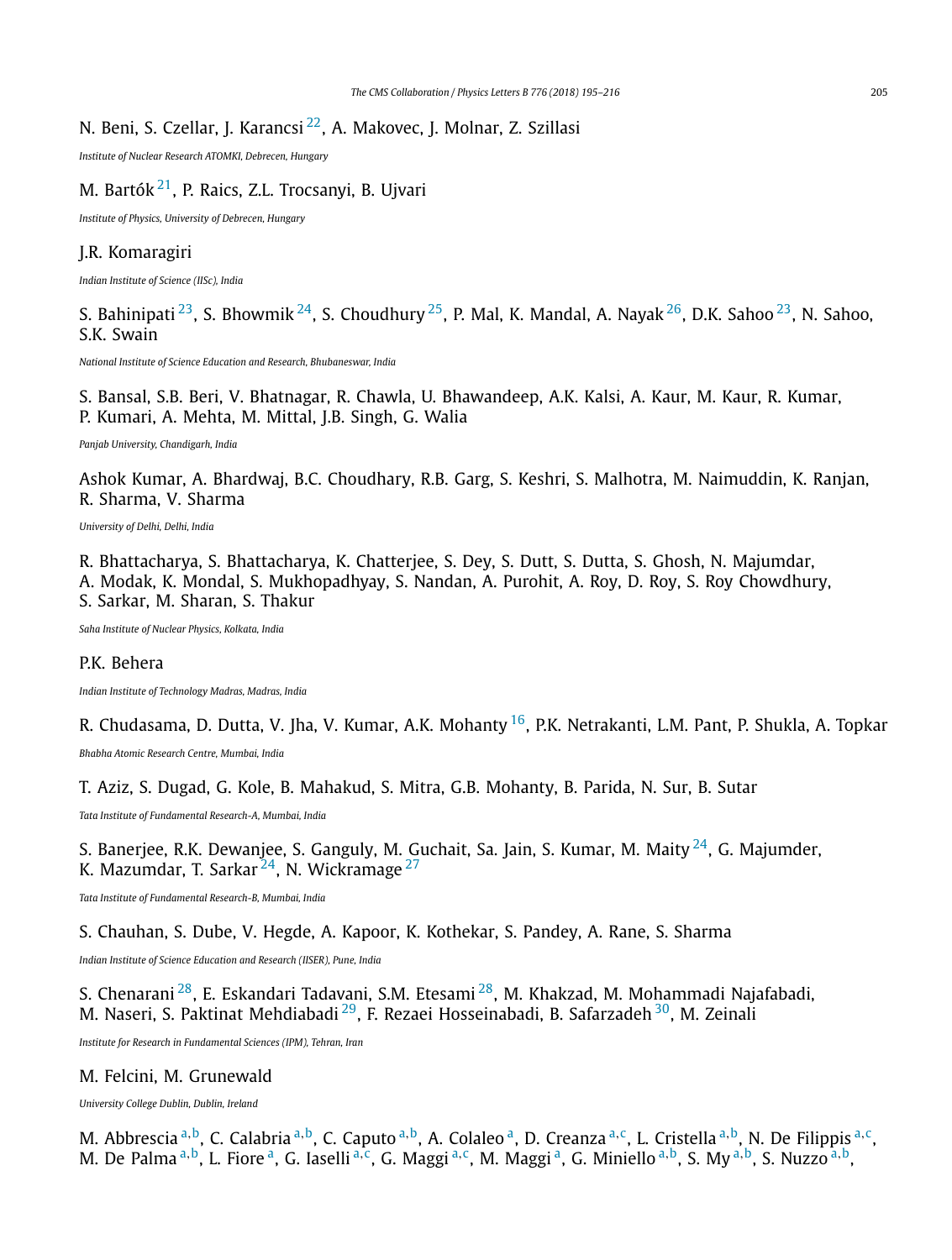N. Beni, S. Czellar, J. Karancsi [22], A. Makovec, J. Molnar, Z. Szillasi

*Institute of Nuclear Research ATOMKI, Debrecen, Hungary*

M. Bartók [21], P. Raics, Z.L. Trocsanyi, B. Ujvari

*Institute of Physics, University of Debrecen, Hungary*

J.R. Komaragiri

*Indian Institute of Science (IISc), India*

S. Bahinipati [23], S. Bhowmik [24], S. Choudhury [25], P. Mal, K. Mandal, A. Nayak [26], D.K. Sahoo [23], N. Sahoo, S.K. Swain

*National Institute of Science Education and Research, Bhubaneswar, India*

S. Bansal, S.B. Beri, V. Bhatnagar, R. Chawla, U. Bhawandeep, A.K. Kalsi, A. Kaur, M. Kaur, R. Kumar, P. Kumari, A. Mehta, M. Mittal, J.B. Singh, G. Walia

*Panjab University, Chandigarh, India*

Ashok Kumar, A. Bhardwaj, B.C. Choudhary, R.B. Garg, S. Keshri, S. Malhotra, M. Naimuddin, K. Ranjan, R. Sharma, V. Sharma

*University of Delhi, Delhi, India*

R. Bhattacharya, S. Bhattacharya, K. Chatterjee, S. Dey, S. Dutt, S. Dutta, S. Ghosh, N. Majumdar, A. Modak, K. Mondal, S. Mukhopadhyay, S. Nandan, A. Purohit, A. Roy, D. Roy, S. Roy Chowdhury, S. Sarkar, M. Sharan, S. Thakur

*Saha Institute of Nuclear Physics, Kolkata, India*

P.K. Behera

*Indian Institute of Technology Madras, Madras, India*

R. Chudasama, D. Dutta, V. Jha, V. Kumar, A.K. Mohanty [16], P.K. Netrakanti, L.M. Pant, P. Shukla, A. Topkar

*Bhabha Atomic Research Centre, Mumbai, India*

T. Aziz, S. Dugad, G. Kole, B. Mahakud, S. Mitra, G.B. Mohanty, B. Parida, N. Sur, B. Sutar

*Tata Institute of Fundamental Research-A, Mumbai, India*

S. Banerjee, R.K. Dewanjee, S. Ganguly, M. Guchait, Sa. Jain, S. Kumar, M. Maity [24], G. Majumder, K. Mazumdar, T. Sarkar [24], N. Wickramage [27]

*Tata Institute of Fundamental Research-B, Mumbai, India*

S. Chauhan, S. Dube, V. Hegde, A. Kapoor, K. Kothekar, S. Pandey, A. Rane, S. Sharma

*Indian Institute of Science Education and Research (IISER), Pune, India*

S. Chenarani [28], E. Eskandari Tadavani, S.M. Etesami [28], M. Khakzad, M. Mohammadi Najafabadi, M. Naseri, S. Paktinat Mehdiabadi [29], F. Rezaei Hosseinabadi, B. Safarzadeh [30], M. Zeinali

*Institute for Research in Fundamental Sciences (IPM), Tehran, Iran*

M. Felcini, M. Grunewald

*University College Dublin, Dublin, Ireland*

M. Abbrescia [a,b], C. Calabria [a,b], C. Caputo [a,b], A. Colaleo [a], D. Creanza [a,c], L. Cristella [a,b], N. De Filippis [a,c], M. De Palma [a,b], L. Fiore [a], G. Iaselli [a,c], G. Maggi [a,c], M. Maggi [a], G. Miniello [a,b], S. My [a,b], S. Nuzzo [a,b],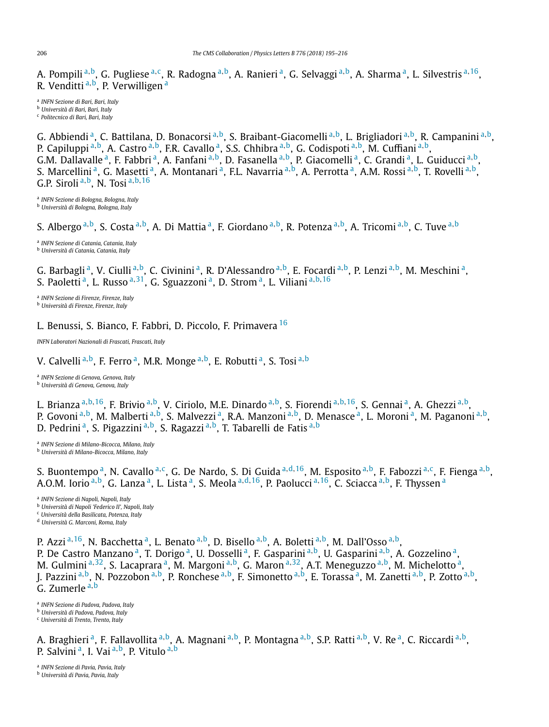A. Pompili [a,b], G. Pugliese [a,c], R. Radogna [a,b], A. Ranieri [a], G. Selvaggi [a,b], A. Sharma [a], L. Silvestris [a,16], R. Venditti [a,b], P. Verwilligen [a]

[a] *INFN Sezione di Bari, Bari, Italy*
[b] *Università di Bari, Bari, Italy*
[c] *Politecnico di Bari, Bari, Italy*

G. Abbiendi [a], C. Battilana, D. Bonacorsi [a,b], S. Braibant-Giacomelli [a,b], L. Brigliadori [a,b], R. Campanini [a,b], P. Capiluppi [a,b], A. Castro [a,b], F.R. Cavallo [a], S.S. Chhibra [a,b], G. Codispoti [a,b], M. Cuffiani [a,b], G.M. Dallavalle [a], F. Fabbri [a], A. Fanfani [a,b], D. Fasanella [a,b], P. Giacomelli [a], C. Grandi [a], L. Guiducci [a,b], S. Marcellini [a], G. Masetti [a], A. Montanari [a], F.L. Navarria [a,b], A. Perrotta [a], A.M. Rossi [a,b], T. Rovelli [a,b], G.P. Siroli [a,b], N. Tosi [a,b,16]

[a] *INFN Sezione di Bologna, Bologna, Italy*
[b] *Università di Bologna, Bologna, Italy*

S. Albergo [a,b], S. Costa [a,b], A. Di Mattia [a], F. Giordano [a,b], R. Potenza [a,b], A. Tricomi [a,b], C. Tuve [a,b]

[a] *INFN Sezione di Catania, Catania, Italy*
[b] *Università di Catania, Catania, Italy*

G. Barbagli [a], V. Ciulli [a,b], C. Civinini [a], R. D'Alessandro [a,b], E. Focardi [a,b], P. Lenzi [a,b], M. Meschini [a], S. Paoletti [a], L. Russo [a,31], G. Sguazzoni [a], D. Strom [a], L. Viliani [a,b,16]

[a] *INFN Sezione di Firenze, Firenze, Italy*
[b] *Università di Firenze, Firenze, Italy*

L. Benussi, S. Bianco, F. Fabbri, D. Piccolo, F. Primavera [16]

*INFN Laboratori Nazionali di Frascati, Frascati, Italy*

V. Calvelli [a,b], F. Ferro [a], M.R. Monge [a,b], E. Robutti [a], S. Tosi [a,b]

[a] *INFN Sezione di Genova, Genova, Italy*
[b] *Università di Genova, Genova, Italy*

L. Brianza [a,b,16], F. Brivio [a,b], V. Ciriolo, M.E. Dinardo [a,b], S. Fiorendi [a,b,16], S. Gennai [a], A. Ghezzi [a,b], P. Govoni [a,b], M. Malberti [a,b], S. Malvezzi [a], R.A. Manzoni [a,b], D. Menasce [a], L. Moroni [a], M. Paganoni [a,b], D. Pedrini [a], S. Pigazzini [a,b], S. Ragazzi [a,b], T. Tabarelli de Fatis [a,b]

[a] *INFN Sezione di Milano-Bicocca, Milano, Italy*
[b] *Università di Milano-Bicocca, Milano, Italy*

S. Buontempo [a], N. Cavallo [a,c], G. De Nardo, S. Di Guida [a,d,16], M. Esposito [a,b], F. Fabozzi [a,c], F. Fienga [a,b], A.O.M. Iorio [a,b], G. Lanza [a], L. Lista [a], S. Meola [a,d,16], P. Paolucci [a,16], C. Sciacca [a,b], F. Thyssen [a]

[a] *INFN Sezione di Napoli, Napoli, Italy*
[b] *Università di Napoli 'Federico II', Napoli, Italy*
[c] *Università della Basilicata, Potenza, Italy*
[d] *Università G. Marconi, Roma, Italy*

P. Azzi [a,16], N. Bacchetta [a], L. Benato [a,b], D. Bisello [a,b], A. Boletti [a,b], M. Dall'Osso [a,b], P. De Castro Manzano [a], T. Dorigo [a], U. Dosselli [a], F. Gasparini [a,b], U. Gasparini [a,b], A. Gozzelino [a], M. Gulmini [a,32], S. Lacaprara [a], M. Margoni [a,b], G. Maron [a,32], A.T. Meneguzzo [a,b], M. Michelotto [a], J. Pazzini [a,b], N. Pozzobon [a,b], P. Ronchese [a,b], F. Simonetto [a,b], E. Torassa [a], M. Zanetti [a,b], P. Zotto [a,b], G. Zumerle [a,b]

[a] *INFN Sezione di Padova, Padova, Italy*
[b] *Università di Padova, Padova, Italy*
[c] *Università di Trento, Trento, Italy*

A. Braghieri [a], F. Fallavollita [a,b], A. Magnani [a,b], P. Montagna [a,b], S.P. Ratti [a,b], V. Re [a], C. Riccardi [a,b], P. Salvini [a], I. Vai [a,b], P. Vitulo [a,b]

[a] *INFN Sezione di Pavia, Pavia, Italy*
[b] *Università di Pavia, Pavia, Italy*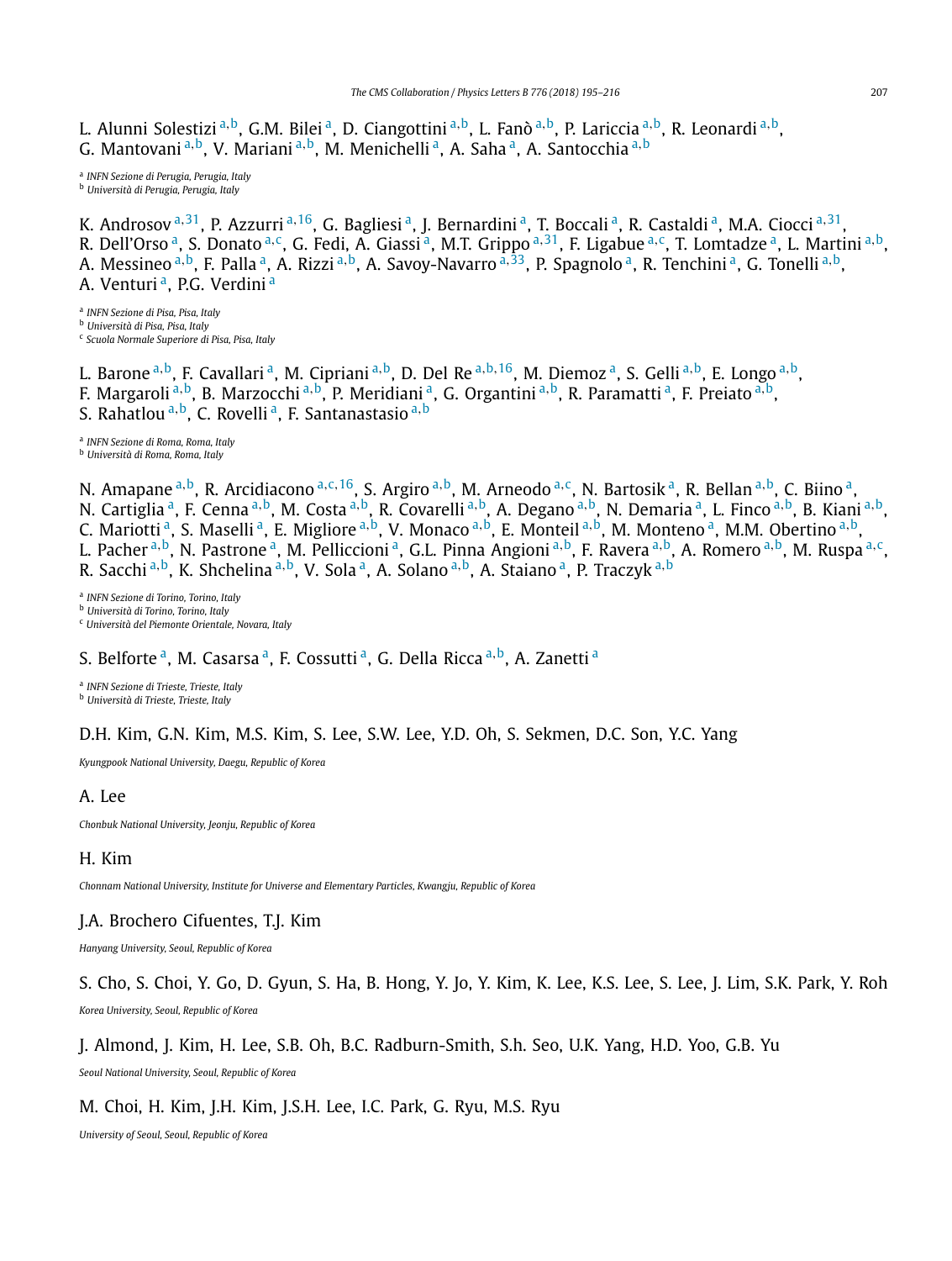L. Alunni Solestizi [a,b], G.M. Bilei [a], D. Ciangottini [a,b], L. Fanò [a,b], P. Lariccia [a,b], R. Leonardi [a,b], G. Mantovani [a,b], V. Mariani [a,b], M. Menichelli [a], A. Saha [a], A. Santocchia [a,b]

[a] *INFN Sezione di Perugia, Perugia, Italy*
[b] *Università di Perugia, Perugia, Italy*

K. Androsov [a,31], P. Azzurri [a,16], G. Bagliesi [a], J. Bernardini [a], T. Boccali [a], R. Castaldi [a], M.A. Ciocci [a,31], R. Dell'Orso [a], S. Donato [a,c], G. Fedi, A. Giassi [a], M.T. Grippo [a,31], F. Ligabue [a,c], T. Lomtadze [a], L. Martini [a,b], A. Messineo [a,b], F. Palla [a], A. Rizzi [a,b], A. Savoy-Navarro [a,33], P. Spagnolo [a], R. Tenchini [a], G. Tonelli [a,b], A. Venturi [a], P.G. Verdini [a]

[a] *INFN Sezione di Pisa, Pisa, Italy*
[b] *Università di Pisa, Pisa, Italy*
[c] *Scuola Normale Superiore di Pisa, Pisa, Italy*

L. Barone [a,b], F. Cavallari [a], M. Cipriani [a,b], D. Del Re [a,b,16], M. Diemoz [a], S. Gelli [a,b], E. Longo [a,b], F. Margaroli [a,b], B. Marzocchi [a,b], P. Meridiani [a], G. Organtini [a,b], R. Paramatti [a], F. Preiato [a,b], S. Rahatlou [a,b], C. Rovelli [a], F. Santanastasio [a,b]

[a] *INFN Sezione di Roma, Roma, Italy*
[b] *Università di Roma, Roma, Italy*

N. Amapane [a,b], R. Arcidiacono [a,c,16], S. Argiro [a,b], M. Arneodo [a,c], N. Bartosik [a], R. Bellan [a,b], C. Biino [a], N. Cartiglia [a], F. Cenna [a,b], M. Costa [a,b], R. Covarelli [a,b], A. Degano [a,b], N. Demaria [a], L. Finco [a,b], B. Kiani [a,b], C. Mariotti [a], S. Maselli [a], E. Migliore [a,b], V. Monaco [a,b], E. Monteil [a,b], M. Monteno [a], M.M. Obertino [a,b], L. Pacher [a,b], N. Pastrone [a], M. Pelliccioni [a], G.L. Pinna Angioni [a,b], F. Ravera [a,b], A. Romero [a,b], M. Ruspa [a,c], R. Sacchi [a,b], K. Shchelina [a,b], V. Sola [a], A. Solano [a,b], A. Staiano [a], P. Traczyk [a,b]

[a] *INFN Sezione di Torino, Torino, Italy*
[b] *Università di Torino, Torino, Italy*
[c] *Università del Piemonte Orientale, Novara, Italy*

S. Belforte [a], M. Casarsa [a], F. Cossutti [a], G. Della Ricca [a,b], A. Zanetti [a]

[a] *INFN Sezione di Trieste, Trieste, Italy*
[b] *Università di Trieste, Trieste, Italy*

D.H. Kim, G.N. Kim, M.S. Kim, S. Lee, S.W. Lee, Y.D. Oh, S. Sekmen, D.C. Son, Y.C. Yang

*Kyungpook National University, Daegu, Republic of Korea*

A. Lee

*Chonbuk National University, Jeonju, Republic of Korea*

H. Kim

*Chonnam National University, Institute for Universe and Elementary Particles, Kwangju, Republic of Korea*

J.A. Brochero Cifuentes, T.J. Kim

*Hanyang University, Seoul, Republic of Korea*

S. Cho, S. Choi, Y. Go, D. Gyun, S. Ha, B. Hong, Y. Jo, Y. Kim, K. Lee, K.S. Lee, S. Lee, J. Lim, S.K. Park, Y. Roh

*Korea University, Seoul, Republic of Korea*

J. Almond, J. Kim, H. Lee, S.B. Oh, B.C. Radburn-Smith, S.h. Seo, U.K. Yang, H.D. Yoo, G.B. Yu

*Seoul National University, Seoul, Republic of Korea*

M. Choi, H. Kim, J.H. Kim, J.S.H. Lee, I.C. Park, G. Ryu, M.S. Ryu

*University of Seoul, Seoul, Republic of Korea*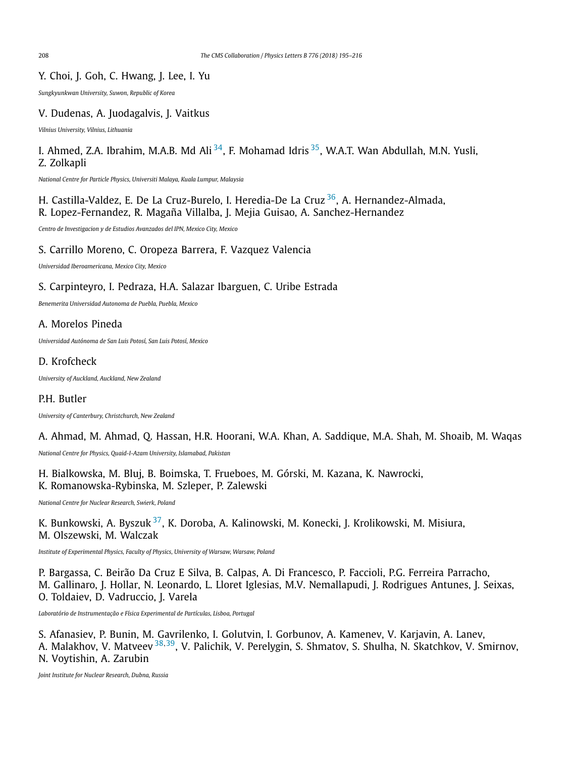Y. Choi, J. Goh, C. Hwang, J. Lee, I. Yu

*Sungkyunkwan University, Suwon, Republic of Korea*

V. Dudenas, A. Juodagalvis, J. Vaitkus

*Vilnius University, Vilnius, Lithuania*

I. Ahmed, Z.A. Ibrahim, M.A.B. Md Ali [34], F. Mohamad Idris [35], W.A.T. Wan Abdullah, M.N. Yusli, Z. Zolkapli

*National Centre for Particle Physics, Universiti Malaya, Kuala Lumpur, Malaysia*

H. Castilla-Valdez, E. De La Cruz-Burelo, I. Heredia-De La Cruz [36], A. Hernandez-Almada, R. Lopez-Fernandez, R. Magaña Villalba, J. Mejia Guisao, A. Sanchez-Hernandez

*Centro de Investigacion y de Estudios Avanzados del IPN, Mexico City, Mexico*

S. Carrillo Moreno, C. Oropeza Barrera, F. Vazquez Valencia

*Universidad Iberoamericana, Mexico City, Mexico*

S. Carpinteyro, I. Pedraza, H.A. Salazar Ibarguen, C. Uribe Estrada

*Benemerita Universidad Autonoma de Puebla, Puebla, Mexico*

A. Morelos Pineda

*Universidad Autónoma de San Luis Potosí, San Luis Potosí, Mexico*

D. Krofcheck

*University of Auckland, Auckland, New Zealand*

P.H. Butler

*University of Canterbury, Christchurch, New Zealand*

A. Ahmad, M. Ahmad, Q. Hassan, H.R. Hoorani, W.A. Khan, A. Saddique, M.A. Shah, M. Shoaib, M. Waqas

*National Centre for Physics, Quaid-I-Azam University, Islamabad, Pakistan*

H. Bialkowska, M. Bluj, B. Boimska, T. Frueboes, M. Górski, M. Kazana, K. Nawrocki, K. Romanowska-Rybinska, M. Szleper, P. Zalewski

*National Centre for Nuclear Research, Swierk, Poland*

K. Bunkowski, A. Byszuk [37], K. Doroba, A. Kalinowski, M. Konecki, J. Krolikowski, M. Misiura, M. Olszewski, M. Walczak

*Institute of Experimental Physics, Faculty of Physics, University of Warsaw, Warsaw, Poland*

P. Bargassa, C. Beirão Da Cruz E Silva, B. Calpas, A. Di Francesco, P. Faccioli, P.G. Ferreira Parracho, M. Gallinaro, J. Hollar, N. Leonardo, L. Lloret Iglesias, M.V. Nemallapudi, J. Rodrigues Antunes, J. Seixas, O. Toldaiev, D. Vadruccio, J. Varela

*Laboratório de Instrumentação e Física Experimental de Partículas, Lisboa, Portugal*

S. Afanasiev, P. Bunin, M. Gavrilenko, I. Golutvin, I. Gorbunov, A. Kamenev, V. Karjavin, A. Lanev, A. Malakhov, V. Matveev [38,39], V. Palichik, V. Perelygin, S. Shmatov, S. Shulha, N. Skatchkov, V. Smirnov, N. Voytishin, A. Zarubin

*Joint Institute for Nuclear Research, Dubna, Russia*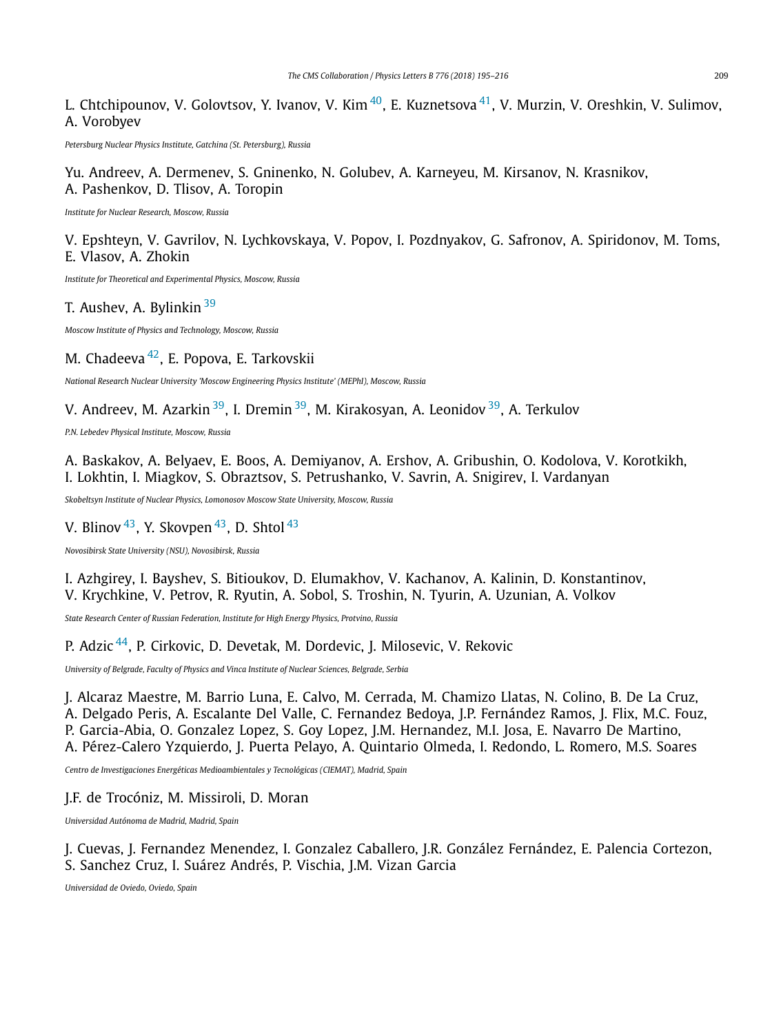L. Chtchipounov, V. Golovtsov, Y. Ivanov, V. Kim [40], E. Kuznetsova [41], V. Murzin, V. Oreshkin, V. Sulimov, A. Vorobyev

*Petersburg Nuclear Physics Institute, Gatchina (St. Petersburg), Russia*

Yu. Andreev, A. Dermenev, S. Gninenko, N. Golubev, A. Karneyeu, M. Kirsanov, N. Krasnikov, A. Pashenkov, D. Tlisov, A. Toropin

*Institute for Nuclear Research, Moscow, Russia*

V. Epshteyn, V. Gavrilov, N. Lychkovskaya, V. Popov, I. Pozdnyakov, G. Safronov, A. Spiridonov, M. Toms, E. Vlasov, A. Zhokin

*Institute for Theoretical and Experimental Physics, Moscow, Russia*

T. Aushev, A. Bylinkin [39]

*Moscow Institute of Physics and Technology, Moscow, Russia*

M. Chadeeva [42], E. Popova, E. Tarkovskii

*National Research Nuclear University 'Moscow Engineering Physics Institute' (MEPhI), Moscow, Russia*

V. Andreev, M. Azarkin [39], I. Dremin [39], M. Kirakosyan, A. Leonidov [39], A. Terkulov

*P.N. Lebedev Physical Institute, Moscow, Russia*

A. Baskakov, A. Belyaev, E. Boos, A. Demiyanov, A. Ershov, A. Gribushin, O. Kodolova, V. Korotkikh, I. Lokhtin, I. Miagkov, S. Obraztsov, S. Petrushanko, V. Savrin, A. Snigirev, I. Vardanyan

*Skobeltsyn Institute of Nuclear Physics, Lomonosov Moscow State University, Moscow, Russia*

V. Blinov [43], Y. Skovpen [43], D. Shtol [43]

*Novosibirsk State University (NSU), Novosibirsk, Russia*

I. Azhgirey, I. Bayshev, S. Bitioukov, D. Elumakhov, V. Kachanov, A. Kalinin, D. Konstantinov, V. Krychkine, V. Petrov, R. Ryutin, A. Sobol, S. Troshin, N. Tyurin, A. Uzunian, A. Volkov

*State Research Center of Russian Federation, Institute for High Energy Physics, Protvino, Russia*

P. Adzic [44], P. Cirkovic, D. Devetak, M. Dordevic, J. Milosevic, V. Rekovic

*University of Belgrade, Faculty of Physics and Vinca Institute of Nuclear Sciences, Belgrade, Serbia*

J. Alcaraz Maestre, M. Barrio Luna, E. Calvo, M. Cerrada, M. Chamizo Llatas, N. Colino, B. De La Cruz, A. Delgado Peris, A. Escalante Del Valle, C. Fernandez Bedoya, J.P. Fernández Ramos, J. Flix, M.C. Fouz, P. Garcia-Abia, O. Gonzalez Lopez, S. Goy Lopez, J.M. Hernandez, M.I. Josa, E. Navarro De Martino, A. Pérez-Calero Yzquierdo, J. Puerta Pelayo, A. Quintario Olmeda, I. Redondo, L. Romero, M.S. Soares

*Centro de Investigaciones Energéticas Medioambientales y Tecnológicas (CIEMAT), Madrid, Spain*

J.F. de Trocóniz, M. Missiroli, D. Moran

*Universidad Autónoma de Madrid, Madrid, Spain*

J. Cuevas, J. Fernandez Menendez, I. Gonzalez Caballero, J.R. González Fernández, E. Palencia Cortezon, S. Sanchez Cruz, I. Suárez Andrés, P. Vischia, J.M. Vizan Garcia

*Universidad de Oviedo, Oviedo, Spain*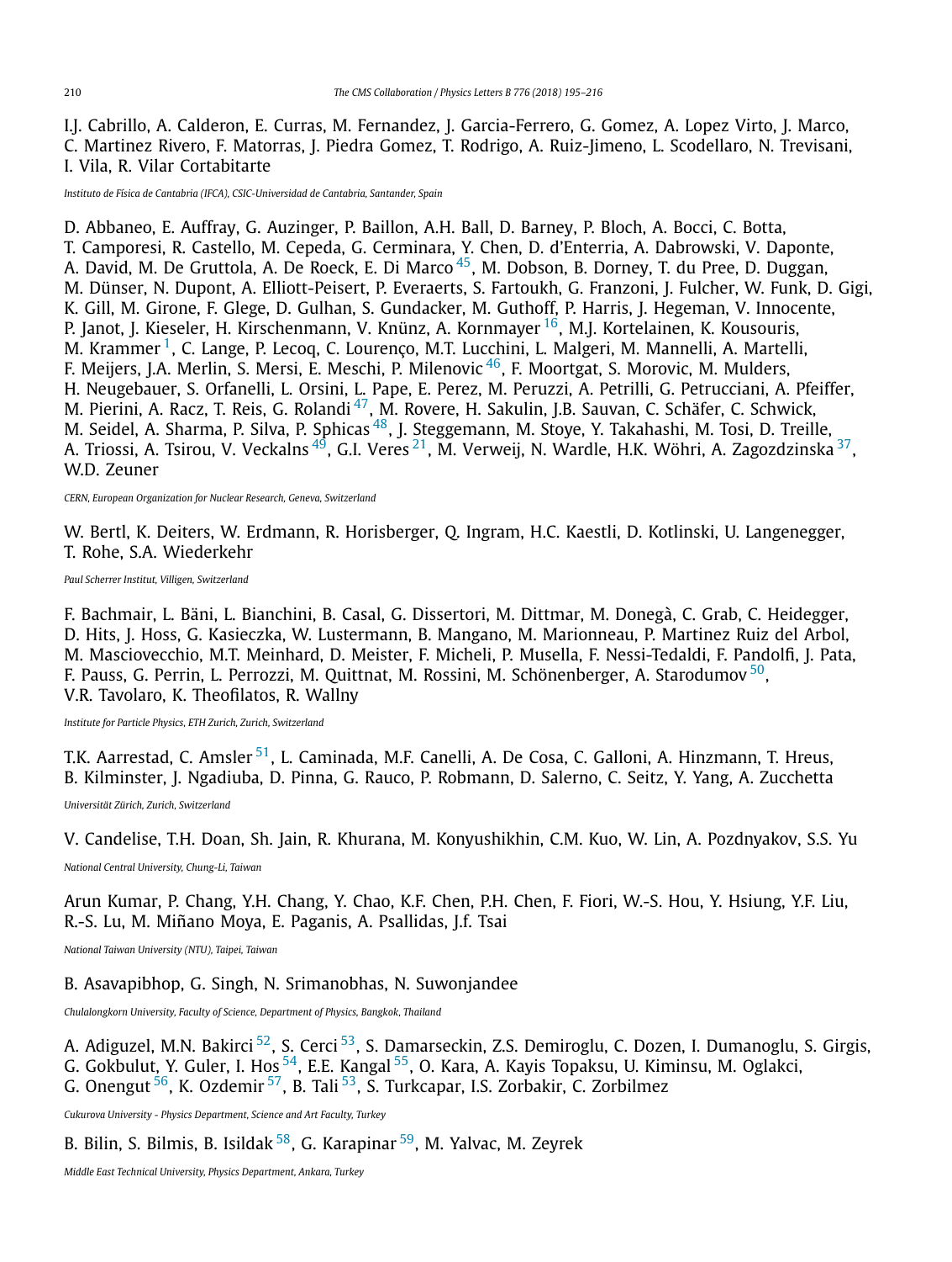I.J. Cabrillo, A. Calderon, E. Curras, M. Fernandez, J. Garcia-Ferrero, G. Gomez, A. Lopez Virto, J. Marco, C. Martinez Rivero, F. Matorras, J. Piedra Gomez, T. Rodrigo, A. Ruiz-Jimeno, L. Scodellaro, N. Trevisani, I. Vila, R. Vilar Cortabitarte

*Instituto de Física de Cantabria (IFCA), CSIC-Universidad de Cantabria, Santander, Spain*

D. Abbaneo, E. Auffray, G. Auzinger, P. Baillon, A.H. Ball, D. Barney, P. Bloch, A. Bocci, C. Botta, T. Camporesi, R. Castello, M. Cepeda, G. Cerminara, Y. Chen, D. d'Enterria, A. Dabrowski, V. Daponte, A. David, M. De Gruttola, A. De Roeck, E. Di Marco [45], M. Dobson, B. Dorney, T. du Pree, D. Duggan, M. Dünser, N. Dupont, A. Elliott-Peisert, P. Everaerts, S. Fartoukh, G. Franzoni, J. Fulcher, W. Funk, D. Gigi, K. Gill, M. Girone, F. Glege, D. Gulhan, S. Gundacker, M. Guthoff, P. Harris, J. Hegeman, V. Innocente, P. Janot, J. Kieseler, H. Kirschenmann, V. Knünz, A. Kornmayer [16], M.J. Kortelainen, K. Kousouris, M. Krammer [1], C. Lange, P. Lecoq, C. Lourenço, M.T. Lucchini, L. Malgeri, M. Mannelli, A. Martelli, F. Meijers, J.A. Merlin, S. Mersi, E. Meschi, P. Milenovic [46], F. Moortgat, S. Morovic, M. Mulders, H. Neugebauer, S. Orfanelli, L. Orsini, L. Pape, E. Perez, M. Peruzzi, A. Petrilli, G. Petrucciani, A. Pfeiffer, M. Pierini, A. Racz, T. Reis, G. Rolandi [47], M. Rovere, H. Sakulin, J.B. Sauvan, C. Schäfer, C. Schwick, M. Seidel, A. Sharma, P. Silva, P. Sphicas [48], J. Steggemann, M. Stoye, Y. Takahashi, M. Tosi, D. Treille, A. Triossi, A. Tsirou, V. Veckalns [49], G.I. Veres [21], M. Verweij, N. Wardle, H.K. Wöhri, A. Zagozdzinska [37], W.D. Zeuner

*CERN, European Organization for Nuclear Research, Geneva, Switzerland*

W. Bertl, K. Deiters, W. Erdmann, R. Horisberger, Q. Ingram, H.C. Kaestli, D. Kotlinski, U. Langenegger, T. Rohe, S.A. Wiederkehr

*Paul Scherrer Institut, Villigen, Switzerland*

F. Bachmair, L. Bäni, L. Bianchini, B. Casal, G. Dissertori, M. Dittmar, M. Donegà, C. Grab, C. Heidegger, D. Hits, J. Hoss, G. Kasieczka, W. Lustermann, B. Mangano, M. Marionneau, P. Martinez Ruiz del Arbol, M. Masciovecchio, M.T. Meinhard, D. Meister, F. Micheli, P. Musella, F. Nessi-Tedaldi, F. Pandolfi, J. Pata, F. Pauss, G. Perrin, L. Perrozzi, M. Quittnat, M. Rossini, M. Schönenberger, A. Starodumov [50], V.R. Tavolaro, K. Theofilatos, R. Wallny

*Institute for Particle Physics, ETH Zurich, Zurich, Switzerland*

T.K. Aarrestad, C. Amsler [51], L. Caminada, M.F. Canelli, A. De Cosa, C. Galloni, A. Hinzmann, T. Hreus, B. Kilminster, J. Ngadiuba, D. Pinna, G. Rauco, P. Robmann, D. Salerno, C. Seitz, Y. Yang, A. Zucchetta

*Universität Zürich, Zurich, Switzerland*

V. Candelise, T.H. Doan, Sh. Jain, R. Khurana, M. Konyushikhin, C.M. Kuo, W. Lin, A. Pozdnyakov, S.S. Yu

*National Central University, Chung-Li, Taiwan*

Arun Kumar, P. Chang, Y.H. Chang, Y. Chao, K.F. Chen, P.H. Chen, F. Fiori, W.-S. Hou, Y. Hsiung, Y.F. Liu, R.-S. Lu, M. Miñano Moya, E. Paganis, A. Psallidas, J.f. Tsai

*National Taiwan University (NTU), Taipei, Taiwan*

B. Asavapibhop, G. Singh, N. Srimanobhas, N. Suwonjandee

*Chulalongkorn University, Faculty of Science, Department of Physics, Bangkok, Thailand*

A. Adiguzel, M.N. Bakirci [52], S. Cerci [53], S. Damarseckin, Z.S. Demiroglu, C. Dozen, I. Dumanoglu, S. Girgis, G. Gokbulut, Y. Guler, I. Hos [54], E.E. Kangal [55], O. Kara, A. Kayis Topaksu, U. Kiminsu, M. Oglakci, G. Onengut [56], K. Ozdemir [57], B. Tali [53], S. Turkcapar, I.S. Zorbakir, C. Zorbilmez

*Cukurova University - Physics Department, Science and Art Faculty, Turkey*

B. Bilin, S. Bilmis, B. Isildak [58], G. Karapinar [59], M. Yalvac, M. Zeyrek

*Middle East Technical University, Physics Department, Ankara, Turkey*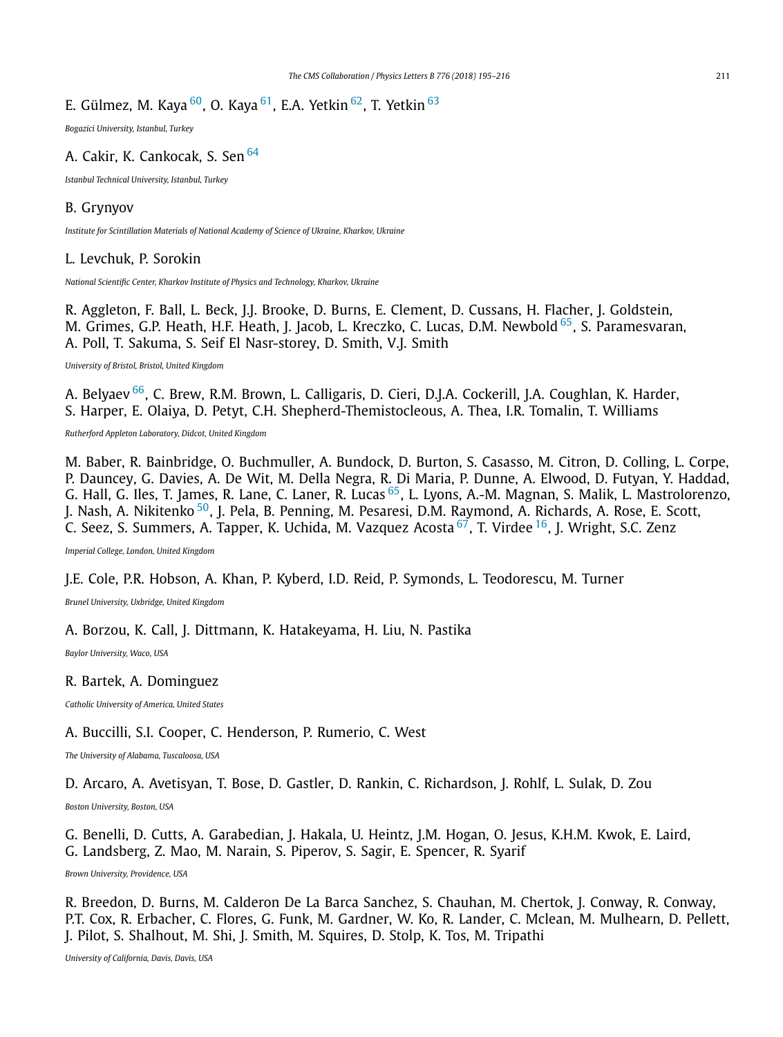E. Gülmez, M. Kaya [60], O. Kaya [61], E.A. Yetkin [62], T. Yetkin [63]

*Bogazici University, Istanbul, Turkey*

A. Cakir, K. Cankocak, S. Sen [64]

*Istanbul Technical University, Istanbul, Turkey*

B. Grynyov

*Institute for Scintillation Materials of National Academy of Science of Ukraine, Kharkov, Ukraine*

L. Levchuk, P. Sorokin

*National Scientific Center, Kharkov Institute of Physics and Technology, Kharkov, Ukraine*

R. Aggleton, F. Ball, L. Beck, J.J. Brooke, D. Burns, E. Clement, D. Cussans, H. Flacher, J. Goldstein, M. Grimes, G.P. Heath, H.F. Heath, J. Jacob, L. Kreczko, C. Lucas, D.M. Newbold [65], S. Paramesvaran, A. Poll, T. Sakuma, S. Seif El Nasr-storey, D. Smith, V.J. Smith

*University of Bristol, Bristol, United Kingdom*

A. Belyaev [66], C. Brew, R.M. Brown, L. Calligaris, D. Cieri, D.J.A. Cockerill, J.A. Coughlan, K. Harder, S. Harper, E. Olaiya, D. Petyt, C.H. Shepherd-Themistocleous, A. Thea, I.R. Tomalin, T. Williams

*Rutherford Appleton Laboratory, Didcot, United Kingdom*

M. Baber, R. Bainbridge, O. Buchmuller, A. Bundock, D. Burton, S. Casasso, M. Citron, D. Colling, L. Corpe, P. Dauncey, G. Davies, A. De Wit, M. Della Negra, R. Di Maria, P. Dunne, A. Elwood, D. Futyan, Y. Haddad, G. Hall, G. Iles, T. James, R. Lane, C. Laner, R. Lucas [65], L. Lyons, A.-M. Magnan, S. Malik, L. Mastrolorenzo, J. Nash, A. Nikitenko [50], J. Pela, B. Penning, M. Pesaresi, D.M. Raymond, A. Richards, A. Rose, E. Scott, C. Seez, S. Summers, A. Tapper, K. Uchida, M. Vazquez Acosta [67], T. Virdee [16], J. Wright, S.C. Zenz

*Imperial College, London, United Kingdom*

J.E. Cole, P.R. Hobson, A. Khan, P. Kyberd, I.D. Reid, P. Symonds, L. Teodorescu, M. Turner

*Brunel University, Uxbridge, United Kingdom*

A. Borzou, K. Call, J. Dittmann, K. Hatakeyama, H. Liu, N. Pastika

*Baylor University, Waco, USA*

R. Bartek, A. Dominguez

*Catholic University of America, United States*

A. Buccilli, S.I. Cooper, C. Henderson, P. Rumerio, C. West

*The University of Alabama, Tuscaloosa, USA*

D. Arcaro, A. Avetisyan, T. Bose, D. Gastler, D. Rankin, C. Richardson, J. Rohlf, L. Sulak, D. Zou

*Boston University, Boston, USA*

G. Benelli, D. Cutts, A. Garabedian, J. Hakala, U. Heintz, J.M. Hogan, O. Jesus, K.H.M. Kwok, E. Laird, G. Landsberg, Z. Mao, M. Narain, S. Piperov, S. Sagir, E. Spencer, R. Syarif

*Brown University, Providence, USA*

R. Breedon, D. Burns, M. Calderon De La Barca Sanchez, S. Chauhan, M. Chertok, J. Conway, R. Conway, P.T. Cox, R. Erbacher, C. Flores, G. Funk, M. Gardner, W. Ko, R. Lander, C. Mclean, M. Mulhearn, D. Pellett, J. Pilot, S. Shalhout, M. Shi, J. Smith, M. Squires, D. Stolp, K. Tos, M. Tripathi

*University of California, Davis, Davis, USA*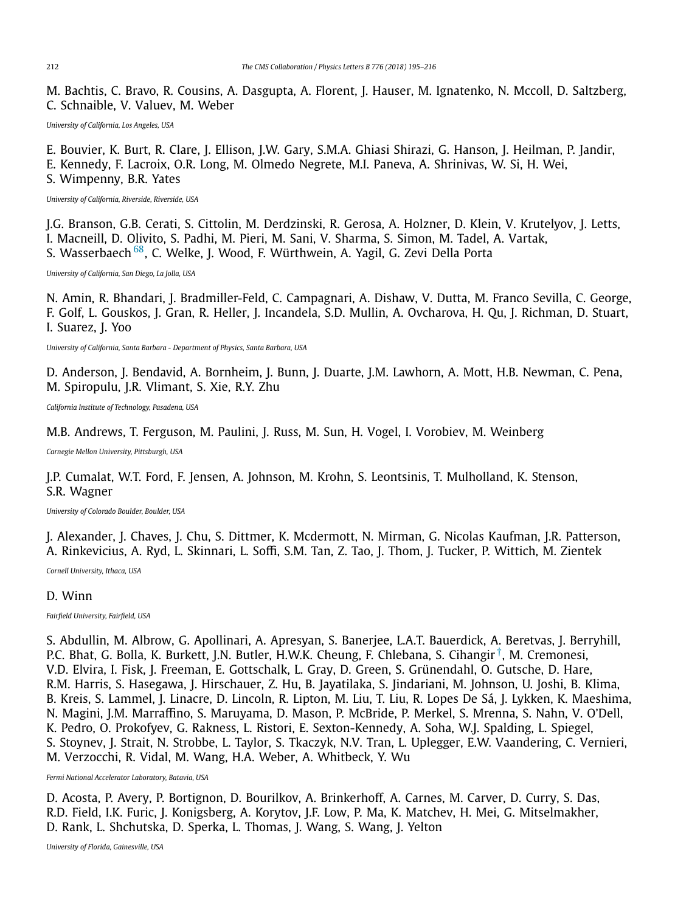M. Bachtis, C. Bravo, R. Cousins, A. Dasgupta, A. Florent, J. Hauser, M. Ignatenko, N. Mccoll, D. Saltzberg, C. Schnaible, V. Valuev, M. Weber

*University of California, Los Angeles, USA*

E. Bouvier, K. Burt, R. Clare, J. Ellison, J.W. Gary, S.M.A. Ghiasi Shirazi, G. Hanson, J. Heilman, P. Jandir, E. Kennedy, F. Lacroix, O.R. Long, M. Olmedo Negrete, M.I. Paneva, A. Shrinivas, W. Si, H. Wei, S. Wimpenny, B.R. Yates

*University of California, Riverside, Riverside, USA*

J.G. Branson, G.B. Cerati, S. Cittolin, M. Derdzinski, R. Gerosa, A. Holzner, D. Klein, V. Krutelyov, J. Letts, I. Macneill, D. Olivito, S. Padhi, M. Pieri, M. Sani, V. Sharma, S. Simon, M. Tadel, A. Vartak, S. Wasserbaech [68], C. Welke, J. Wood, F. Würthwein, A. Yagil, G. Zevi Della Porta

*University of California, San Diego, La Jolla, USA*

N. Amin, R. Bhandari, J. Bradmiller-Feld, C. Campagnari, A. Dishaw, V. Dutta, M. Franco Sevilla, C. George, F. Golf, L. Gouskos, J. Gran, R. Heller, J. Incandela, S.D. Mullin, A. Ovcharova, H. Qu, J. Richman, D. Stuart, I. Suarez, J. Yoo

*University of California, Santa Barbara - Department of Physics, Santa Barbara, USA*

D. Anderson, J. Bendavid, A. Bornheim, J. Bunn, J. Duarte, J.M. Lawhorn, A. Mott, H.B. Newman, C. Pena, M. Spiropulu, J.R. Vlimant, S. Xie, R.Y. Zhu

*California Institute of Technology, Pasadena, USA*

M.B. Andrews, T. Ferguson, M. Paulini, J. Russ, M. Sun, H. Vogel, I. Vorobiev, M. Weinberg

*Carnegie Mellon University, Pittsburgh, USA*

J.P. Cumalat, W.T. Ford, F. Jensen, A. Johnson, M. Krohn, S. Leontsinis, T. Mulholland, K. Stenson, S.R. Wagner

*University of Colorado Boulder, Boulder, USA*

J. Alexander, J. Chaves, J. Chu, S. Dittmer, K. Mcdermott, N. Mirman, G. Nicolas Kaufman, J.R. Patterson, A. Rinkevicius, A. Ryd, L. Skinnari, L. Soffi, S.M. Tan, Z. Tao, J. Thom, J. Tucker, P. Wittich, M. Zientek

*Cornell University, Ithaca, USA*

D. Winn

*Fairfield University, Fairfield, USA*

S. Abdullin, M. Albrow, G. Apollinari, A. Apresyan, S. Banerjee, L.A.T. Bauerdick, A. Beretvas, J. Berryhill, P.C. Bhat, G. Bolla, K. Burkett, J.N. Butler, H.W.K. Cheung, F. Chlebana, S. Cihangir [†], M. Cremonesi, V.D. Elvira, I. Fisk, J. Freeman, E. Gottschalk, L. Gray, D. Green, S. Grünendahl, O. Gutsche, D. Hare, R.M. Harris, S. Hasegawa, J. Hirschauer, Z. Hu, B. Jayatilaka, S. Jindariani, M. Johnson, U. Joshi, B. Klima, B. Kreis, S. Lammel, J. Linacre, D. Lincoln, R. Lipton, M. Liu, T. Liu, R. Lopes De Sá, J. Lykken, K. Maeshima, N. Magini, J.M. Marraffino, S. Maruyama, D. Mason, P. McBride, P. Merkel, S. Mrenna, S. Nahn, V. O'Dell, K. Pedro, O. Prokofyev, G. Rakness, L. Ristori, E. Sexton-Kennedy, A. Soha, W.J. Spalding, L. Spiegel, S. Stoynev, J. Strait, N. Strobbe, L. Taylor, S. Tkaczyk, N.V. Tran, L. Uplegger, E.W. Vaandering, C. Vernieri, M. Verzocchi, R. Vidal, M. Wang, H.A. Weber, A. Whitbeck, Y. Wu

*Fermi National Accelerator Laboratory, Batavia, USA*

D. Acosta, P. Avery, P. Bortignon, D. Bourilkov, A. Brinkerhoff, A. Carnes, M. Carver, D. Curry, S. Das, R.D. Field, I.K. Furic, J. Konigsberg, A. Korytov, J.F. Low, P. Ma, K. Matchev, H. Mei, G. Mitselmakher, D. Rank, L. Shchutska, D. Sperka, L. Thomas, J. Wang, S. Wang, J. Yelton

*University of Florida, Gainesville, USA*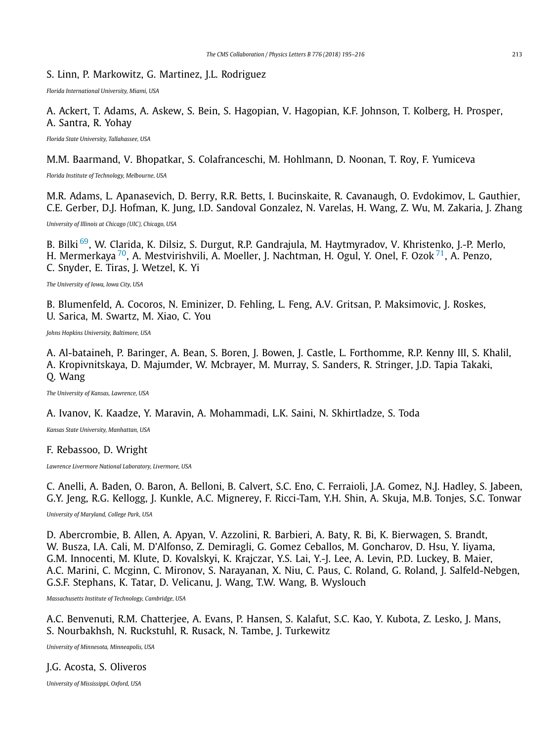S. Linn, P. Markowitz, G. Martinez, J.L. Rodriguez

*Florida International University, Miami, USA*

A. Ackert, T. Adams, A. Askew, S. Bein, S. Hagopian, V. Hagopian, K.F. Johnson, T. Kolberg, H. Prosper, A. Santra, R. Yohay

*Florida State University, Tallahassee, USA*

M.M. Baarmand, V. Bhopatkar, S. Colafranceschi, M. Hohlmann, D. Noonan, T. Roy, F. Yumiceva

*Florida Institute of Technology, Melbourne, USA*

M.R. Adams, L. Apanasevich, D. Berry, R.R. Betts, I. Bucinskaite, R. Cavanaugh, O. Evdokimov, L. Gauthier, C.E. Gerber, D.J. Hofman, K. Jung, I.D. Sandoval Gonzalez, N. Varelas, H. Wang, Z. Wu, M. Zakaria, J. Zhang

*University of Illinois at Chicago (UIC), Chicago, USA*

B. Bilki [69], W. Clarida, K. Dilsiz, S. Durgut, R.P. Gandrajula, M. Haytmyradov, V. Khristenko, J.-P. Merlo, H. Mermerkaya [70], A. Mestvirishvili, A. Moeller, J. Nachtman, H. Ogul, Y. Onel, F. Ozok [71], A. Penzo, C. Snyder, E. Tiras, J. Wetzel, K. Yi

*The University of Iowa, Iowa City, USA*

B. Blumenfeld, A. Cocoros, N. Eminizer, D. Fehling, L. Feng, A.V. Gritsan, P. Maksimovic, J. Roskes, U. Sarica, M. Swartz, M. Xiao, C. You

*Johns Hopkins University, Baltimore, USA*

A. Al-bataineh, P. Baringer, A. Bean, S. Boren, J. Bowen, J. Castle, L. Forthomme, R.P. Kenny III, S. Khalil, A. Kropivnitskaya, D. Majumder, W. Mcbrayer, M. Murray, S. Sanders, R. Stringer, J.D. Tapia Takaki, Q. Wang

*The University of Kansas, Lawrence, USA*

A. Ivanov, K. Kaadze, Y. Maravin, A. Mohammadi, L.K. Saini, N. Skhirtladze, S. Toda

*Kansas State University, Manhattan, USA*

F. Rebassoo, D. Wright

*Lawrence Livermore National Laboratory, Livermore, USA*

C. Anelli, A. Baden, O. Baron, A. Belloni, B. Calvert, S.C. Eno, C. Ferraioli, J.A. Gomez, N.J. Hadley, S. Jabeen, G.Y. Jeng, R.G. Kellogg, J. Kunkle, A.C. Mignerey, F. Ricci-Tam, Y.H. Shin, A. Skuja, M.B. Tonjes, S.C. Tonwar

*University of Maryland, College Park, USA*

D. Abercrombie, B. Allen, A. Apyan, V. Azzolini, R. Barbieri, A. Baty, R. Bi, K. Bierwagen, S. Brandt, W. Busza, I.A. Cali, M. D'Alfonso, Z. Demiragli, G. Gomez Ceballos, M. Goncharov, D. Hsu, Y. Iiyama, G.M. Innocenti, M. Klute, D. Kovalskyi, K. Krajczar, Y.S. Lai, Y.-J. Lee, A. Levin, P.D. Luckey, B. Maier, A.C. Marini, C. Mcginn, C. Mironov, S. Narayanan, X. Niu, C. Paus, C. Roland, G. Roland, J. Salfeld-Nebgen, G.S.F. Stephans, K. Tatar, D. Velicanu, J. Wang, T.W. Wang, B. Wyslouch

*Massachusetts Institute of Technology, Cambridge, USA*

A.C. Benvenuti, R.M. Chatterjee, A. Evans, P. Hansen, S. Kalafut, S.C. Kao, Y. Kubota, Z. Lesko, J. Mans, S. Nourbakhsh, N. Ruckstuhl, R. Rusack, N. Tambe, J. Turkewitz

*University of Minnesota, Minneapolis, USA*

J.G. Acosta, S. Oliveros

*University of Mississippi, Oxford, USA*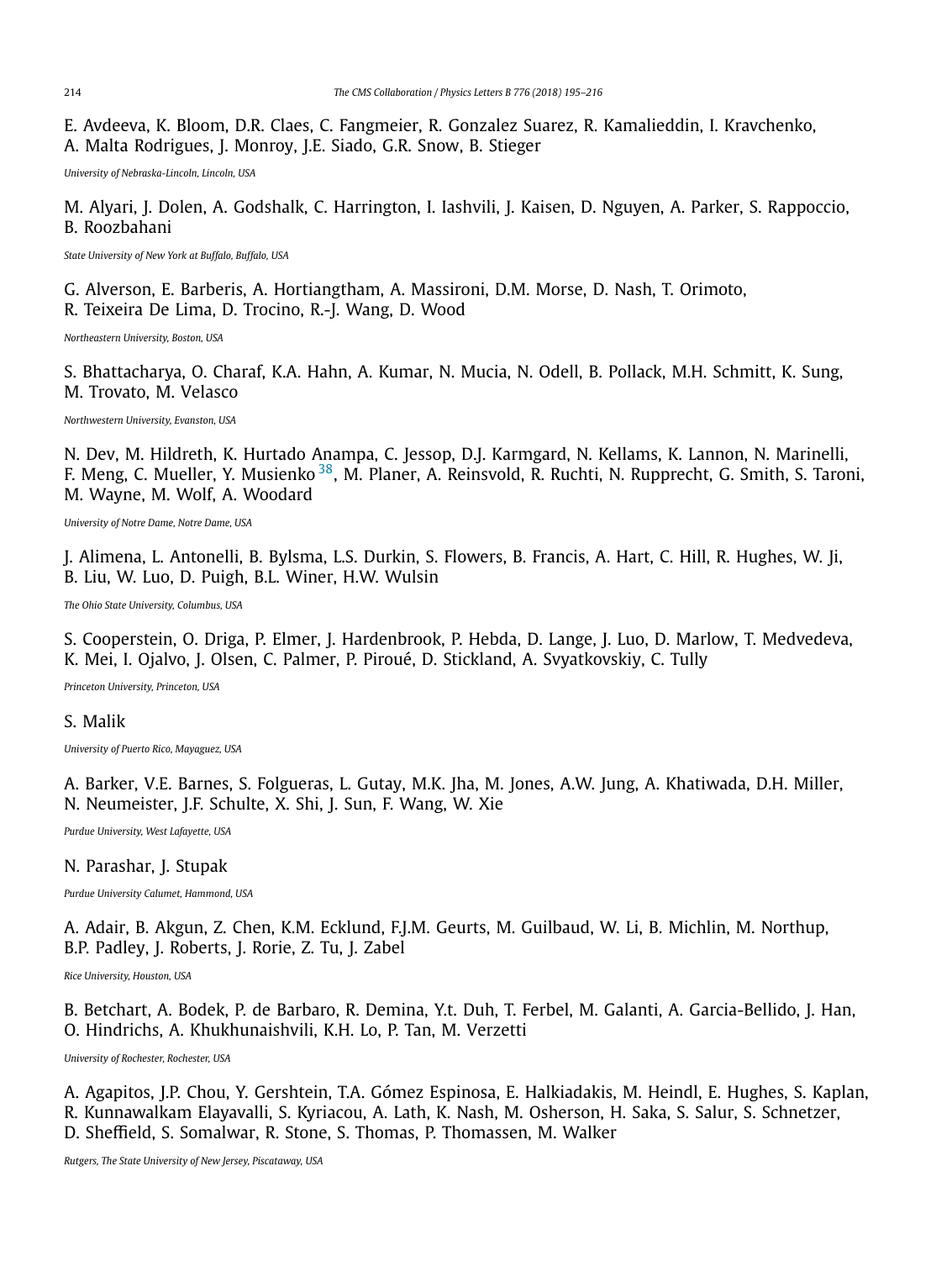E. Avdeeva, K. Bloom, D.R. Claes, C. Fangmeier, R. Gonzalez Suarez, R. Kamalieddin, I. Kravchenko, A. Malta Rodrigues, J. Monroy, J.E. Siado, G.R. Snow, B. Stieger

*University of Nebraska-Lincoln, Lincoln, USA*

M. Alyari, J. Dolen, A. Godshalk, C. Harrington, I. Iashvili, J. Kaisen, D. Nguyen, A. Parker, S. Rappoccio, B. Roozbahani

*State University of New York at Buffalo, Buffalo, USA*

G. Alverson, E. Barberis, A. Hortiangtham, A. Massironi, D.M. Morse, D. Nash, T. Orimoto, R. Teixeira De Lima, D. Trocino, R.-J. Wang, D. Wood

*Northeastern University, Boston, USA*

S. Bhattacharya, O. Charaf, K.A. Hahn, A. Kumar, N. Mucia, N. Odell, B. Pollack, M.H. Schmitt, K. Sung, M. Trovato, M. Velasco

*Northwestern University, Evanston, USA*

N. Dev, M. Hildreth, K. Hurtado Anampa, C. Jessop, D.J. Karmgard, N. Kellams, K. Lannon, N. Marinelli, F. Meng, C. Mueller, Y. Musienko [38], M. Planer, A. Reinsvold, R. Ruchti, N. Rupprecht, G. Smith, S. Taroni, M. Wayne, M. Wolf, A. Woodard

*University of Notre Dame, Notre Dame, USA*

J. Alimena, L. Antonelli, B. Bylsma, L.S. Durkin, S. Flowers, B. Francis, A. Hart, C. Hill, R. Hughes, W. Ji, B. Liu, W. Luo, D. Puigh, B.L. Winer, H.W. Wulsin

*The Ohio State University, Columbus, USA*

S. Cooperstein, O. Driga, P. Elmer, J. Hardenbrook, P. Hebda, D. Lange, J. Luo, D. Marlow, T. Medvedeva, K. Mei, I. Ojalvo, J. Olsen, C. Palmer, P. Piroué, D. Stickland, A. Svyatkovskiy, C. Tully

*Princeton University, Princeton, USA*

S. Malik

*University of Puerto Rico, Mayaguez, USA*

A. Barker, V.E. Barnes, S. Folgueras, L. Gutay, M.K. Jha, M. Jones, A.W. Jung, A. Khatiwada, D.H. Miller, N. Neumeister, J.F. Schulte, X. Shi, J. Sun, F. Wang, W. Xie

*Purdue University, West Lafayette, USA*

N. Parashar, J. Stupak

*Purdue University Calumet, Hammond, USA*

A. Adair, B. Akgun, Z. Chen, K.M. Ecklund, F.J.M. Geurts, M. Guilbaud, W. Li, B. Michlin, M. Northup, B.P. Padley, J. Roberts, J. Rorie, Z. Tu, J. Zabel

*Rice University, Houston, USA*

B. Betchart, A. Bodek, P. de Barbaro, R. Demina, Y.t. Duh, T. Ferbel, M. Galanti, A. Garcia-Bellido, J. Han, O. Hindrichs, A. Khukhunaishvili, K.H. Lo, P. Tan, M. Verzetti

*University of Rochester, Rochester, USA*

A. Agapitos, J.P. Chou, Y. Gershtein, T.A. Gómez Espinosa, E. Halkiadakis, M. Heindl, E. Hughes, S. Kaplan, R. Kunnawalkam Elayavalli, S. Kyriacou, A. Lath, K. Nash, M. Osherson, H. Saka, S. Salur, S. Schnetzer, D. Sheffield, S. Somalwar, R. Stone, S. Thomas, P. Thomassen, M. Walker

*Rutgers, The State University of New Jersey, Piscataway, USA*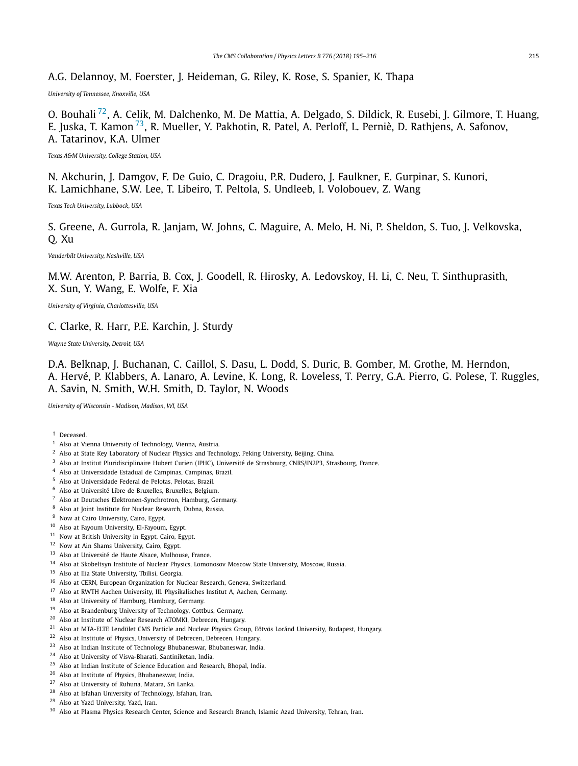A.G. Delannoy, M. Foerster, J. Heideman, G. Riley, K. Rose, S. Spanier, K. Thapa

*University of Tennessee, Knoxville, USA*

O. Bouhali [72], A. Celik, M. Dalchenko, M. De Mattia, A. Delgado, S. Dildick, R. Eusebi, J. Gilmore, T. Huang, E. Juska, T. Kamon [73], R. Mueller, Y. Pakhotin, R. Patel, A. Perloff, L. Perniè, D. Rathjens, A. Safonov, A. Tatarinov, K.A. Ulmer

*Texas A&M University, College Station, USA*

N. Akchurin, J. Damgov, F. De Guio, C. Dragoiu, P.R. Dudero, J. Faulkner, E. Gurpinar, S. Kunori, K. Lamichhane, S.W. Lee, T. Libeiro, T. Peltola, S. Undleeb, I. Volobouev, Z. Wang

*Texas Tech University, Lubbock, USA*

S. Greene, A. Gurrola, R. Janjam, W. Johns, C. Maguire, A. Melo, H. Ni, P. Sheldon, S. Tuo, J. Velkovska, Q. Xu

*Vanderbilt University, Nashville, USA*

M.W. Arenton, P. Barria, B. Cox, J. Goodell, R. Hirosky, A. Ledovskoy, H. Li, C. Neu, T. Sinthuprasith, X. Sun, Y. Wang, E. Wolfe, F. Xia

*University of Virginia, Charlottesville, USA*

C. Clarke, R. Harr, P.E. Karchin, J. Sturdy

*Wayne State University, Detroit, USA*

D.A. Belknap, J. Buchanan, C. Caillol, S. Dasu, L. Dodd, S. Duric, B. Gomber, M. Grothe, M. Herndon, A. Hervé, P. Klabbers, A. Lanaro, A. Levine, K. Long, R. Loveless, T. Perry, G.A. Pierro, G. Polese, T. Ruggles, A. Savin, N. Smith, W.H. Smith, D. Taylor, N. Woods

*University of Wisconsin - Madison, Madison, WI, USA*

[†] Deceased.
[1] Also at Vienna University of Technology, Vienna, Austria.
[2] Also at State Key Laboratory of Nuclear Physics and Technology, Peking University, Beijing, China.
[3] Also at Institut Pluridisciplinaire Hubert Curien (IPHC), Université de Strasbourg, CNRS/IN2P3, Strasbourg, France.
[4] Also at Universidade Estadual de Campinas, Campinas, Brazil.
[5] Also at Universidade Federal de Pelotas, Pelotas, Brazil.
[6] Also at Université Libre de Bruxelles, Bruxelles, Belgium.
[7] Also at Deutsches Elektronen-Synchrotron, Hamburg, Germany.
[8] Also at Joint Institute for Nuclear Research, Dubna, Russia.
[9] Now at Cairo University, Cairo, Egypt.
[10] Also at Fayoum University, El-Fayoum, Egypt.
[11] Now at British University in Egypt, Cairo, Egypt.
[12] Now at Ain Shams University, Cairo, Egypt.
[13] Also at Université de Haute Alsace, Mulhouse, France.
[14] Also at Skobeltsyn Institute of Nuclear Physics, Lomonosov Moscow State University, Moscow, Russia.
[15] Also at Ilia State University, Tbilisi, Georgia.
[16] Also at CERN, European Organization for Nuclear Research, Geneva, Switzerland.
[17] Also at RWTH Aachen University, III. Physikalisches Institut A, Aachen, Germany.
[18] Also at University of Hamburg, Hamburg, Germany.
[19] Also at Brandenburg University of Technology, Cottbus, Germany.
[20] Also at Institute of Nuclear Research ATOMKI, Debrecen, Hungary.
[21] Also at MTA-ELTE Lendület CMS Particle and Nuclear Physics Group, Eötvös Loránd University, Budapest, Hungary.
[22] Also at Institute of Physics, University of Debrecen, Debrecen, Hungary.
[23] Also at Indian Institute of Technology Bhubaneswar, Bhubaneswar, India.
[24] Also at University of Visva-Bharati, Santiniketan, India.
[25] Also at Indian Institute of Science Education and Research, Bhopal, India.
[26] Also at Institute of Physics, Bhubaneswar, India.
[27] Also at University of Ruhuna, Matara, Sri Lanka.
[28] Also at Isfahan University of Technology, Isfahan, Iran.
[29] Also at Yazd University, Yazd, Iran.
[30] Also at Plasma Physics Research Center, Science and Research Branch, Islamic Azad University, Tehran, Iran.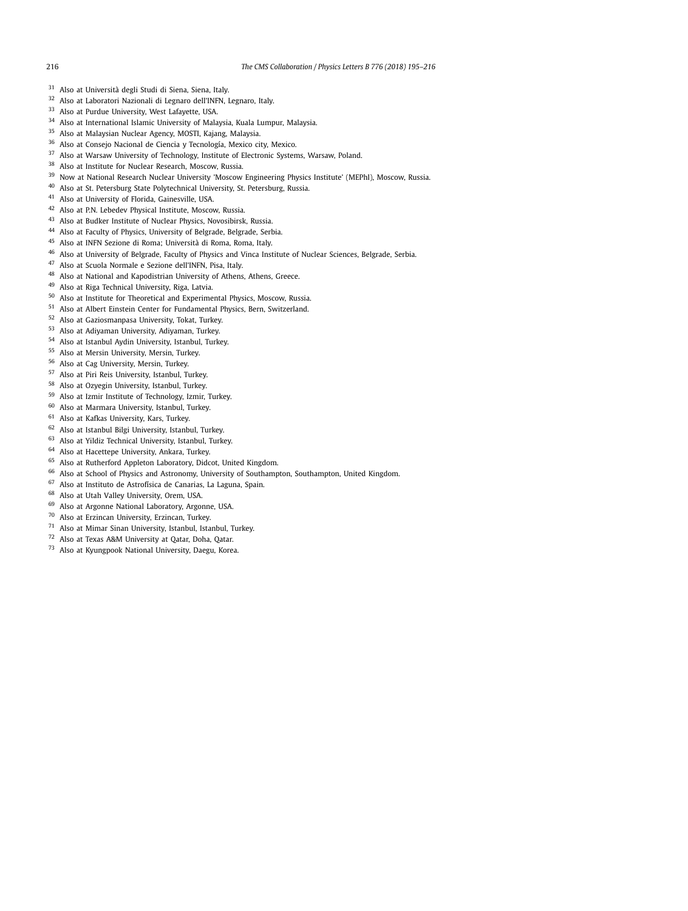[31] Also at Università degli Studi di Siena, Siena, Italy.
[32] Also at Laboratori Nazionali di Legnaro dell'INFN, Legnaro, Italy.
[33] Also at Purdue University, West Lafayette, USA.
[34] Also at International Islamic University of Malaysia, Kuala Lumpur, Malaysia.
[35] Also at Malaysian Nuclear Agency, MOSTI, Kajang, Malaysia.
[36] Also at Consejo Nacional de Ciencia y Tecnología, Mexico city, Mexico.
[37] Also at Warsaw University of Technology, Institute of Electronic Systems, Warsaw, Poland.
[38] Also at Institute for Nuclear Research, Moscow, Russia.
[39] Now at National Research Nuclear University 'Moscow Engineering Physics Institute' (MEPhI), Moscow, Russia.
[40] Also at St. Petersburg State Polytechnical University, St. Petersburg, Russia.
[41] Also at University of Florida, Gainesville, USA.
[42] Also at P.N. Lebedev Physical Institute, Moscow, Russia.
[43] Also at Budker Institute of Nuclear Physics, Novosibirsk, Russia.
[44] Also at Faculty of Physics, University of Belgrade, Belgrade, Serbia.
[45] Also at INFN Sezione di Roma; Università di Roma, Roma, Italy.
[46] Also at University of Belgrade, Faculty of Physics and Vinca Institute of Nuclear Sciences, Belgrade, Serbia.
[47] Also at Scuola Normale e Sezione dell'INFN, Pisa, Italy.
[48] Also at National and Kapodistrian University of Athens, Athens, Greece.
[49] Also at Riga Technical University, Riga, Latvia.
[50] Also at Institute for Theoretical and Experimental Physics, Moscow, Russia.
[51] Also at Albert Einstein Center for Fundamental Physics, Bern, Switzerland.
[52] Also at Gaziosmanpasa University, Tokat, Turkey.
[53] Also at Adiyaman University, Adiyaman, Turkey.
[54] Also at Istanbul Aydin University, Istanbul, Turkey.
[55] Also at Mersin University, Mersin, Turkey.
[56] Also at Cag University, Mersin, Turkey.
[57] Also at Piri Reis University, Istanbul, Turkey.
[58] Also at Ozyegin University, Istanbul, Turkey.
[59] Also at Izmir Institute of Technology, Izmir, Turkey.
[60] Also at Marmara University, Istanbul, Turkey.
[61] Also at Kafkas University, Kars, Turkey.
[62] Also at Istanbul Bilgi University, Istanbul, Turkey.
[63] Also at Yildiz Technical University, Istanbul, Turkey.
[64] Also at Hacettepe University, Ankara, Turkey.
[65] Also at Rutherford Appleton Laboratory, Didcot, United Kingdom.
[66] Also at School of Physics and Astronomy, University of Southampton, Southampton, United Kingdom.
[67] Also at Instituto de Astrofísica de Canarias, La Laguna, Spain.
[68] Also at Utah Valley University, Orem, USA.
[69] Also at Argonne National Laboratory, Argonne, USA.
[70] Also at Erzincan University, Erzincan, Turkey.
[71] Also at Mimar Sinan University, Istanbul, Istanbul, Turkey.
[72] Also at Texas A&M University at Qatar, Doha, Qatar.
[73] Also at Kyungpook National University, Daegu, Korea.